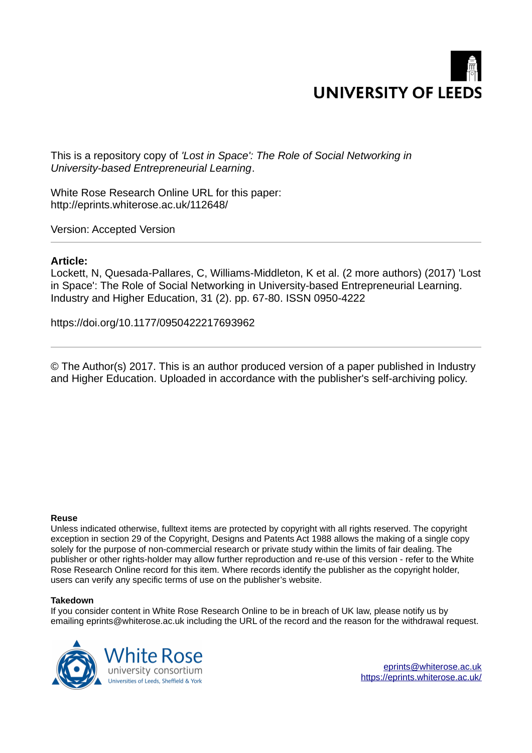UNIVERSITY OF LEEDS

This is a repository copy of *'Lost in Space': The Role of Social Networking in University-based Entrepreneurial Learning*.

White Rose Research Online URL for this paper:
http://eprints.whiterose.ac.uk/112648/

Version: Accepted Version

---

**Article:**

Lockett, N, Quesada-Pallares, C, Williams-Middleton, K et al. (2 more authors) (2017) 'Lost in Space': The Role of Social Networking in University-based Entrepreneurial Learning. Industry and Higher Education, 31 (2). pp. 67-80. ISSN 0950-4222

https://doi.org/10.1177/0950422217693962

---

© The Author(s) 2017. This is an author produced version of a paper published in Industry and Higher Education. Uploaded in accordance with the publisher's self-archiving policy.

**Reuse**

Unless indicated otherwise, fulltext items are protected by copyright with all rights reserved. The copyright exception in section 29 of the Copyright, Designs and Patents Act 1988 allows the making of a single copy solely for the purpose of non-commercial research or private study within the limits of fair dealing. The publisher or other rights-holder may allow further reproduction and re-use of this version - refer to the White Rose Research Online record for this item. Where records identify the publisher as the copyright holder, users can verify any specific terms of use on the publisher's website.

**Takedown**

If you consider content in White Rose Research Online to be in breach of UK law, please notify us by emailing eprints@whiterose.ac.uk including the URL of the record and the reason for the withdrawal request.

White Rose university consortium
Universities of Leeds, Sheffield & York

eprints@whiterose.ac.uk
https://eprints.whiterose.ac.uk/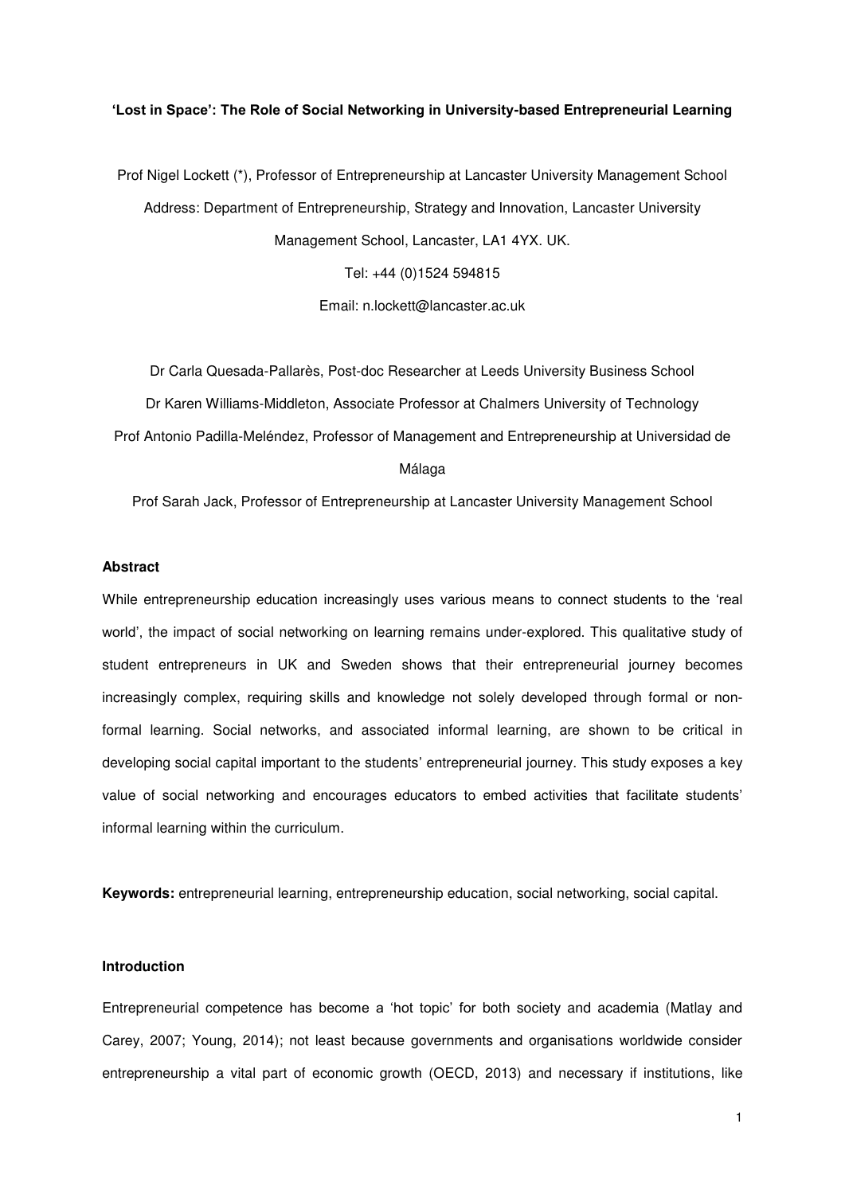**'Lost in Space': The Role of Social Networking in University-based Entrepreneurial Learning**

Prof Nigel Lockett (*), Professor of Entrepreneurship at Lancaster University Management School

Address: Department of Entrepreneurship, Strategy and Innovation, Lancaster University Management School, Lancaster, LA1 4YX. UK.

Tel: +44 (0)1524 594815

Email: n.lockett@lancaster.ac.uk

Dr Carla Quesada-Pallarès, Post-doc Researcher at Leeds University Business School

Dr Karen Williams-Middleton, Associate Professor at Chalmers University of Technology

Prof Antonio Padilla-Meléndez, Professor of Management and Entrepreneurship at Universidad de Málaga

Prof Sarah Jack, Professor of Entrepreneurship at Lancaster University Management School

**Abstract**

While entrepreneurship education increasingly uses various means to connect students to the 'real world', the impact of social networking on learning remains under-explored. This qualitative study of student entrepreneurs in UK and Sweden shows that their entrepreneurial journey becomes increasingly complex, requiring skills and knowledge not solely developed through formal or non-formal learning. Social networks, and associated informal learning, are shown to be critical in developing social capital important to the students' entrepreneurial journey. This study exposes a key value of social networking and encourages educators to embed activities that facilitate students' informal learning within the curriculum.

**Keywords:** entrepreneurial learning, entrepreneurship education, social networking, social capital.

**Introduction**

Entrepreneurial competence has become a 'hot topic' for both society and academia (Matlay and Carey, 2007; Young, 2014); not least because governments and organisations worldwide consider entrepreneurship a vital part of economic growth (OECD, 2013) and necessary if institutions, like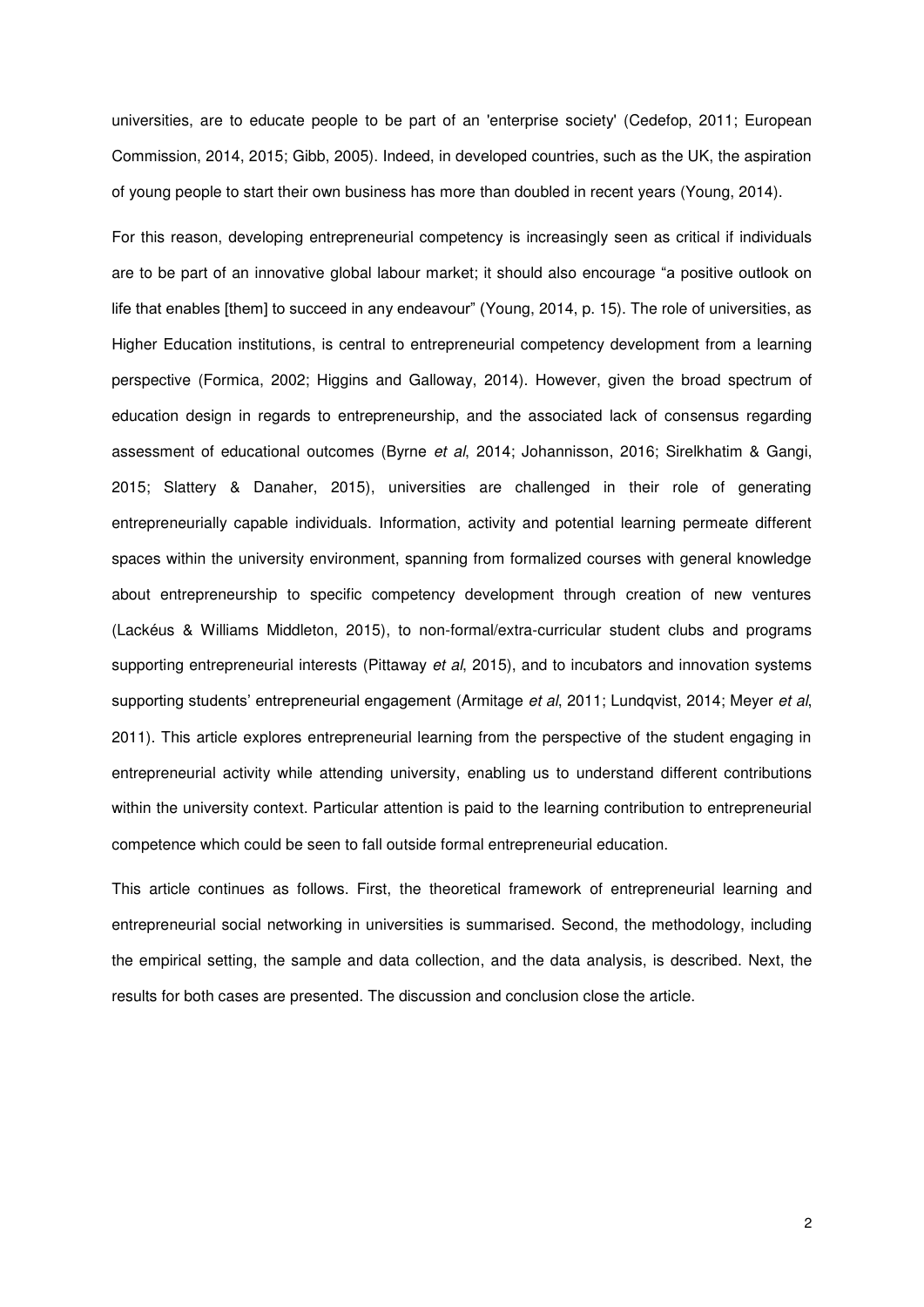universities, are to educate people to be part of an 'enterprise society' (Cedefop, 2011; European Commission, 2014, 2015; Gibb, 2005). Indeed, in developed countries, such as the UK, the aspiration of young people to start their own business has more than doubled in recent years (Young, 2014).

For this reason, developing entrepreneurial competency is increasingly seen as critical if individuals are to be part of an innovative global labour market; it should also encourage "a positive outlook on life that enables [them] to succeed in any endeavour" (Young, 2014, p. 15). The role of universities, as Higher Education institutions, is central to entrepreneurial competency development from a learning perspective (Formica, 2002; Higgins and Galloway, 2014). However, given the broad spectrum of education design in regards to entrepreneurship, and the associated lack of consensus regarding assessment of educational outcomes (Byrne *et al*, 2014; Johannisson, 2016; Sirelkhatim & Gangi, 2015; Slattery & Danaher, 2015), universities are challenged in their role of generating entrepreneurially capable individuals. Information, activity and potential learning permeate different spaces within the university environment, spanning from formalized courses with general knowledge about entrepreneurship to specific competency development through creation of new ventures (Lackéus & Williams Middleton, 2015), to non-formal/extra-curricular student clubs and programs supporting entrepreneurial interests (Pittaway *et al*, 2015), and to incubators and innovation systems supporting students' entrepreneurial engagement (Armitage *et al*, 2011; Lundqvist, 2014; Meyer *et al*, 2011). This article explores entrepreneurial learning from the perspective of the student engaging in entrepreneurial activity while attending university, enabling us to understand different contributions within the university context. Particular attention is paid to the learning contribution to entrepreneurial competence which could be seen to fall outside formal entrepreneurial education.

This article continues as follows. First, the theoretical framework of entrepreneurial learning and entrepreneurial social networking in universities is summarised. Second, the methodology, including the empirical setting, the sample and data collection, and the data analysis, is described. Next, the results for both cases are presented. The discussion and conclusion close the article.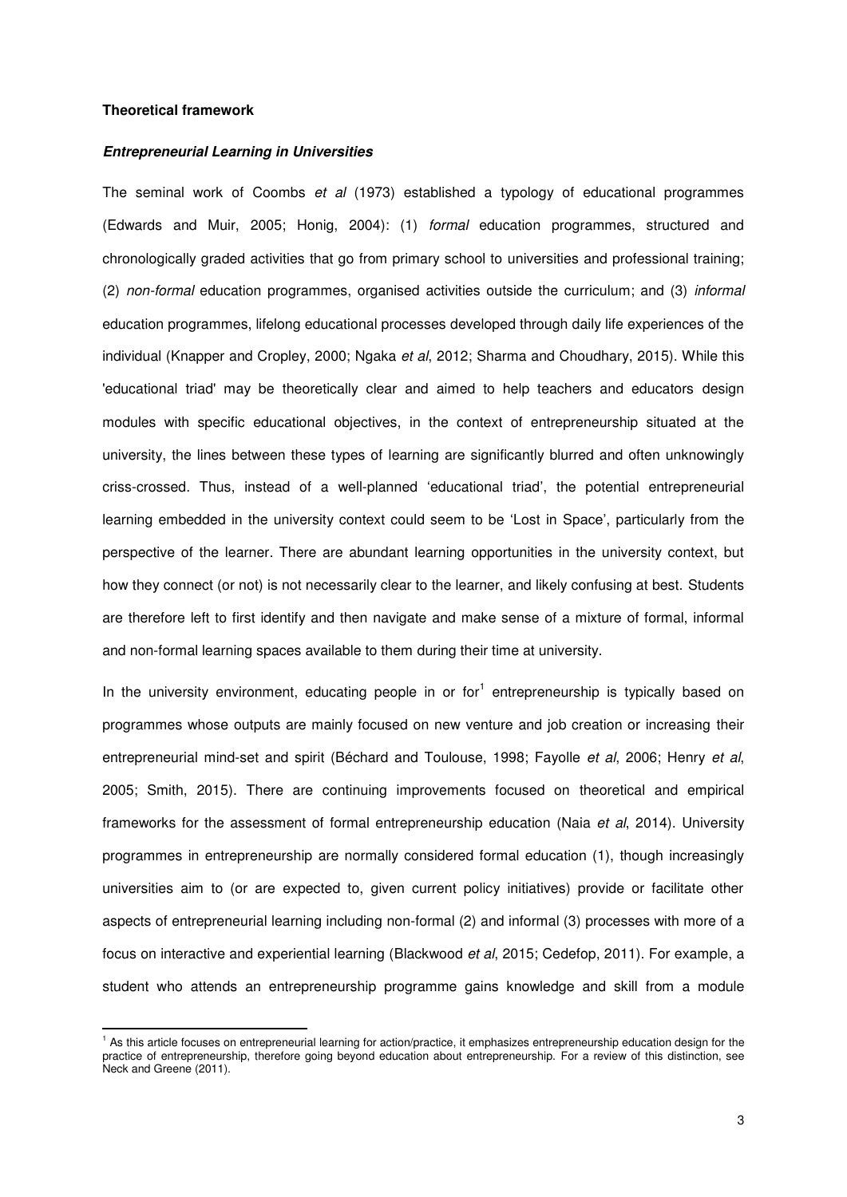**Theoretical framework**

***Entrepreneurial Learning in Universities***

The seminal work of Coombs *et al* (1973) established a typology of educational programmes (Edwards and Muir, 2005; Honig, 2004): (1) *formal* education programmes, structured and chronologically graded activities that go from primary school to universities and professional training; (2) *non-formal* education programmes, organised activities outside the curriculum; and (3) *informal* education programmes, lifelong educational processes developed through daily life experiences of the individual (Knapper and Cropley, 2000; Ngaka *et al*, 2012; Sharma and Choudhary, 2015). While this 'educational triad' may be theoretically clear and aimed to help teachers and educators design modules with specific educational objectives, in the context of entrepreneurship situated at the university, the lines between these types of learning are significantly blurred and often unknowingly criss-crossed. Thus, instead of a well-planned 'educational triad', the potential entrepreneurial learning embedded in the university context could seem to be 'Lost in Space', particularly from the perspective of the learner. There are abundant learning opportunities in the university context, but how they connect (or not) is not necessarily clear to the learner, and likely confusing at best. Students are therefore left to first identify and then navigate and make sense of a mixture of formal, informal and non-formal learning spaces available to them during their time at university.

In the university environment, educating people in or for[1] entrepreneurship is typically based on programmes whose outputs are mainly focused on new venture and job creation or increasing their entrepreneurial mind-set and spirit (Béchard and Toulouse, 1998; Fayolle *et al*, 2006; Henry *et al*, 2005; Smith, 2015). There are continuing improvements focused on theoretical and empirical frameworks for the assessment of formal entrepreneurship education (Naia *et al*, 2014). University programmes in entrepreneurship are normally considered formal education (1), though increasingly universities aim to (or are expected to, given current policy initiatives) provide or facilitate other aspects of entrepreneurial learning including non-formal (2) and informal (3) processes with more of a focus on interactive and experiential learning (Blackwood *et al*, 2015; Cedefop, 2011). For example, a student who attends an entrepreneurship programme gains knowledge and skill from a module

[1] As this article focuses on entrepreneurial learning for action/practice, it emphasizes entrepreneurship education design for the practice of entrepreneurship, therefore going beyond education about entrepreneurship. For a review of this distinction, see Neck and Greene (2011).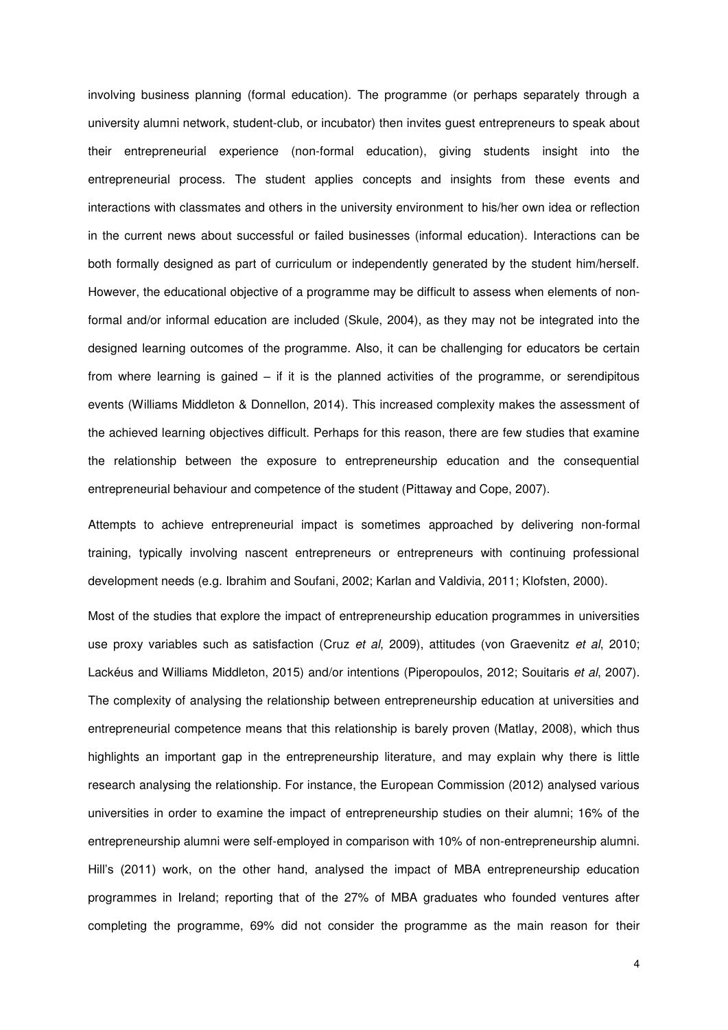involving business planning (formal education). The programme (or perhaps separately through a university alumni network, student-club, or incubator) then invites guest entrepreneurs to speak about their entrepreneurial experience (non-formal education), giving students insight into the entrepreneurial process. The student applies concepts and insights from these events and interactions with classmates and others in the university environment to his/her own idea or reflection in the current news about successful or failed businesses (informal education). Interactions can be both formally designed as part of curriculum or independently generated by the student him/herself. However, the educational objective of a programme may be difficult to assess when elements of non-formal and/or informal education are included (Skule, 2004), as they may not be integrated into the designed learning outcomes of the programme. Also, it can be challenging for educators be certain from where learning is gained – if it is the planned activities of the programme, or serendipitous events (Williams Middleton & Donnellon, 2014). This increased complexity makes the assessment of the achieved learning objectives difficult. Perhaps for this reason, there are few studies that examine the relationship between the exposure to entrepreneurship education and the consequential entrepreneurial behaviour and competence of the student (Pittaway and Cope, 2007).

Attempts to achieve entrepreneurial impact is sometimes approached by delivering non-formal training, typically involving nascent entrepreneurs or entrepreneurs with continuing professional development needs (e.g. Ibrahim and Soufani, 2002; Karlan and Valdivia, 2011; Klofsten, 2000).

Most of the studies that explore the impact of entrepreneurship education programmes in universities use proxy variables such as satisfaction (Cruz *et al*, 2009), attitudes (von Graevenitz *et al*, 2010; Lackéus and Williams Middleton, 2015) and/or intentions (Piperopoulos, 2012; Souitaris *et al*, 2007). The complexity of analysing the relationship between entrepreneurship education at universities and entrepreneurial competence means that this relationship is barely proven (Matlay, 2008), which thus highlights an important gap in the entrepreneurship literature, and may explain why there is little research analysing the relationship. For instance, the European Commission (2012) analysed various universities in order to examine the impact of entrepreneurship studies on their alumni; 16% of the entrepreneurship alumni were self-employed in comparison with 10% of non-entrepreneurship alumni. Hill's (2011) work, on the other hand, analysed the impact of MBA entrepreneurship education programmes in Ireland; reporting that of the 27% of MBA graduates who founded ventures after completing the programme, 69% did not consider the programme as the main reason for their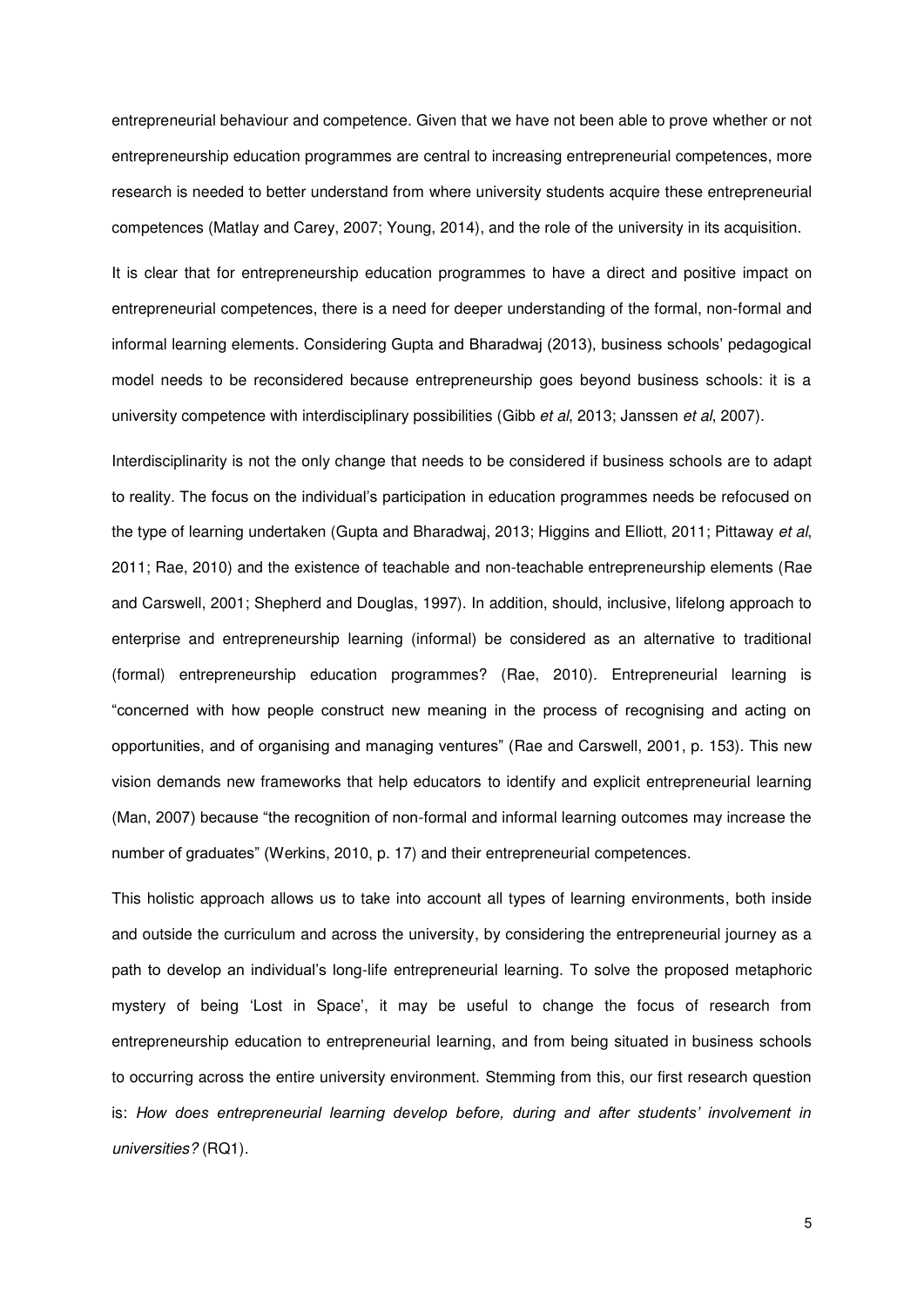entrepreneurial behaviour and competence. Given that we have not been able to prove whether or not entrepreneurship education programmes are central to increasing entrepreneurial competences, more research is needed to better understand from where university students acquire these entrepreneurial competences (Matlay and Carey, 2007; Young, 2014), and the role of the university in its acquisition.

It is clear that for entrepreneurship education programmes to have a direct and positive impact on entrepreneurial competences, there is a need for deeper understanding of the formal, non-formal and informal learning elements. Considering Gupta and Bharadwaj (2013), business schools' pedagogical model needs to be reconsidered because entrepreneurship goes beyond business schools: it is a university competence with interdisciplinary possibilities (Gibb *et al*, 2013; Janssen *et al*, 2007).

Interdisciplinarity is not the only change that needs to be considered if business schools are to adapt to reality. The focus on the individual's participation in education programmes needs be refocused on the type of learning undertaken (Gupta and Bharadwaj, 2013; Higgins and Elliott, 2011; Pittaway *et al*, 2011; Rae, 2010) and the existence of teachable and non-teachable entrepreneurship elements (Rae and Carswell, 2001; Shepherd and Douglas, 1997). In addition, should, inclusive, lifelong approach to enterprise and entrepreneurship learning (informal) be considered as an alternative to traditional (formal) entrepreneurship education programmes? (Rae, 2010). Entrepreneurial learning is "concerned with how people construct new meaning in the process of recognising and acting on opportunities, and of organising and managing ventures" (Rae and Carswell, 2001, p. 153). This new vision demands new frameworks that help educators to identify and explicit entrepreneurial learning (Man, 2007) because "the recognition of non-formal and informal learning outcomes may increase the number of graduates" (Werkins, 2010, p. 17) and their entrepreneurial competences.

This holistic approach allows us to take into account all types of learning environments, both inside and outside the curriculum and across the university, by considering the entrepreneurial journey as a path to develop an individual's long-life entrepreneurial learning. To solve the proposed metaphoric mystery of being 'Lost in Space', it may be useful to change the focus of research from entrepreneurship education to entrepreneurial learning, and from being situated in business schools to occurring across the entire university environment. Stemming from this, our first research question is: *How does entrepreneurial learning develop before, during and after students' involvement in universities?* (RQ1).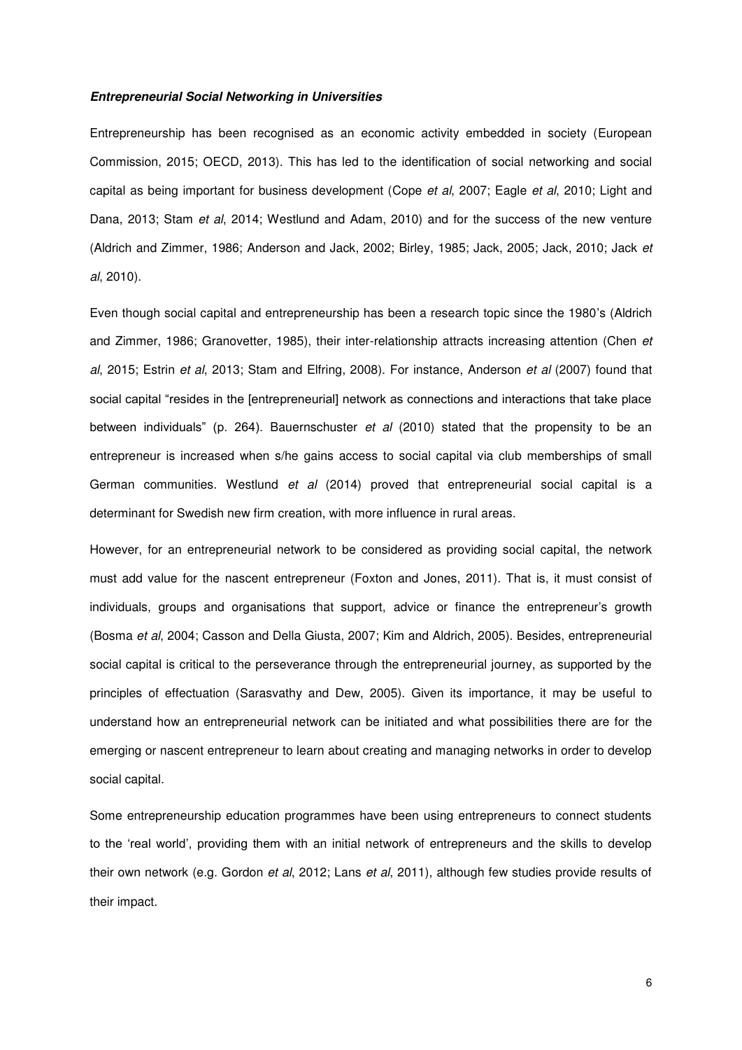***Entrepreneurial Social Networking in Universities***

Entrepreneurship has been recognised as an economic activity embedded in society (European Commission, 2015; OECD, 2013). This has led to the identification of social networking and social capital as being important for business development (Cope *et al*, 2007; Eagle *et al*, 2010; Light and Dana, 2013; Stam *et al*, 2014; Westlund and Adam, 2010) and for the success of the new venture (Aldrich and Zimmer, 1986; Anderson and Jack, 2002; Birley, 1985; Jack, 2005; Jack, 2010; Jack *et al*, 2010).

Even though social capital and entrepreneurship has been a research topic since the 1980's (Aldrich and Zimmer, 1986; Granovetter, 1985), their inter-relationship attracts increasing attention (Chen *et al*, 2015; Estrin *et al*, 2013; Stam and Elfring, 2008). For instance, Anderson *et al* (2007) found that social capital "resides in the [entrepreneurial] network as connections and interactions that take place between individuals" (p. 264). Bauernschuster *et al* (2010) stated that the propensity to be an entrepreneur is increased when s/he gains access to social capital via club memberships of small German communities. Westlund *et al* (2014) proved that entrepreneurial social capital is a determinant for Swedish new firm creation, with more influence in rural areas.

However, for an entrepreneurial network to be considered as providing social capital, the network must add value for the nascent entrepreneur (Foxton and Jones, 2011). That is, it must consist of individuals, groups and organisations that support, advice or finance the entrepreneur's growth (Bosma *et al*, 2004; Casson and Della Giusta, 2007; Kim and Aldrich, 2005). Besides, entrepreneurial social capital is critical to the perseverance through the entrepreneurial journey, as supported by the principles of effectuation (Sarasvathy and Dew, 2005). Given its importance, it may be useful to understand how an entrepreneurial network can be initiated and what possibilities there are for the emerging or nascent entrepreneur to learn about creating and managing networks in order to develop social capital.

Some entrepreneurship education programmes have been using entrepreneurs to connect students to the 'real world', providing them with an initial network of entrepreneurs and the skills to develop their own network (e.g. Gordon *et al*, 2012; Lans *et al*, 2011), although few studies provide results of their impact.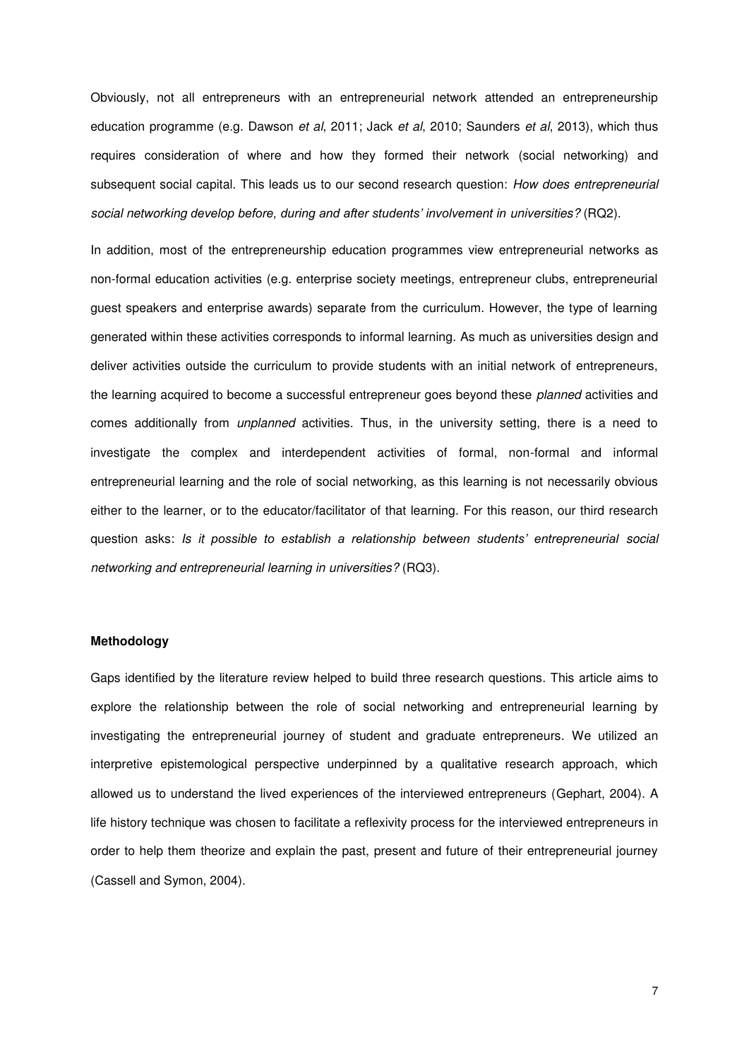Obviously, not all entrepreneurs with an entrepreneurial network attended an entrepreneurship education programme (e.g. Dawson *et al*, 2011; Jack *et al*, 2010; Saunders *et al*, 2013), which thus requires consideration of where and how they formed their network (social networking) and subsequent social capital. This leads us to our second research question: *How does entrepreneurial social networking develop before, during and after students' involvement in universities?* (RQ2).

In addition, most of the entrepreneurship education programmes view entrepreneurial networks as non-formal education activities (e.g. enterprise society meetings, entrepreneur clubs, entrepreneurial guest speakers and enterprise awards) separate from the curriculum. However, the type of learning generated within these activities corresponds to informal learning. As much as universities design and deliver activities outside the curriculum to provide students with an initial network of entrepreneurs, the learning acquired to become a successful entrepreneur goes beyond these *planned* activities and comes additionally from *unplanned* activities. Thus, in the university setting, there is a need to investigate the complex and interdependent activities of formal, non-formal and informal entrepreneurial learning and the role of social networking, as this learning is not necessarily obvious either to the learner, or to the educator/facilitator of that learning. For this reason, our third research question asks: *Is it possible to establish a relationship between students' entrepreneurial social networking and entrepreneurial learning in universities?* (RQ3).

**Methodology**

Gaps identified by the literature review helped to build three research questions. This article aims to explore the relationship between the role of social networking and entrepreneurial learning by investigating the entrepreneurial journey of student and graduate entrepreneurs. We utilized an interpretive epistemological perspective underpinned by a qualitative research approach, which allowed us to understand the lived experiences of the interviewed entrepreneurs (Gephart, 2004). A life history technique was chosen to facilitate a reflexivity process for the interviewed entrepreneurs in order to help them theorize and explain the past, present and future of their entrepreneurial journey (Cassell and Symon, 2004).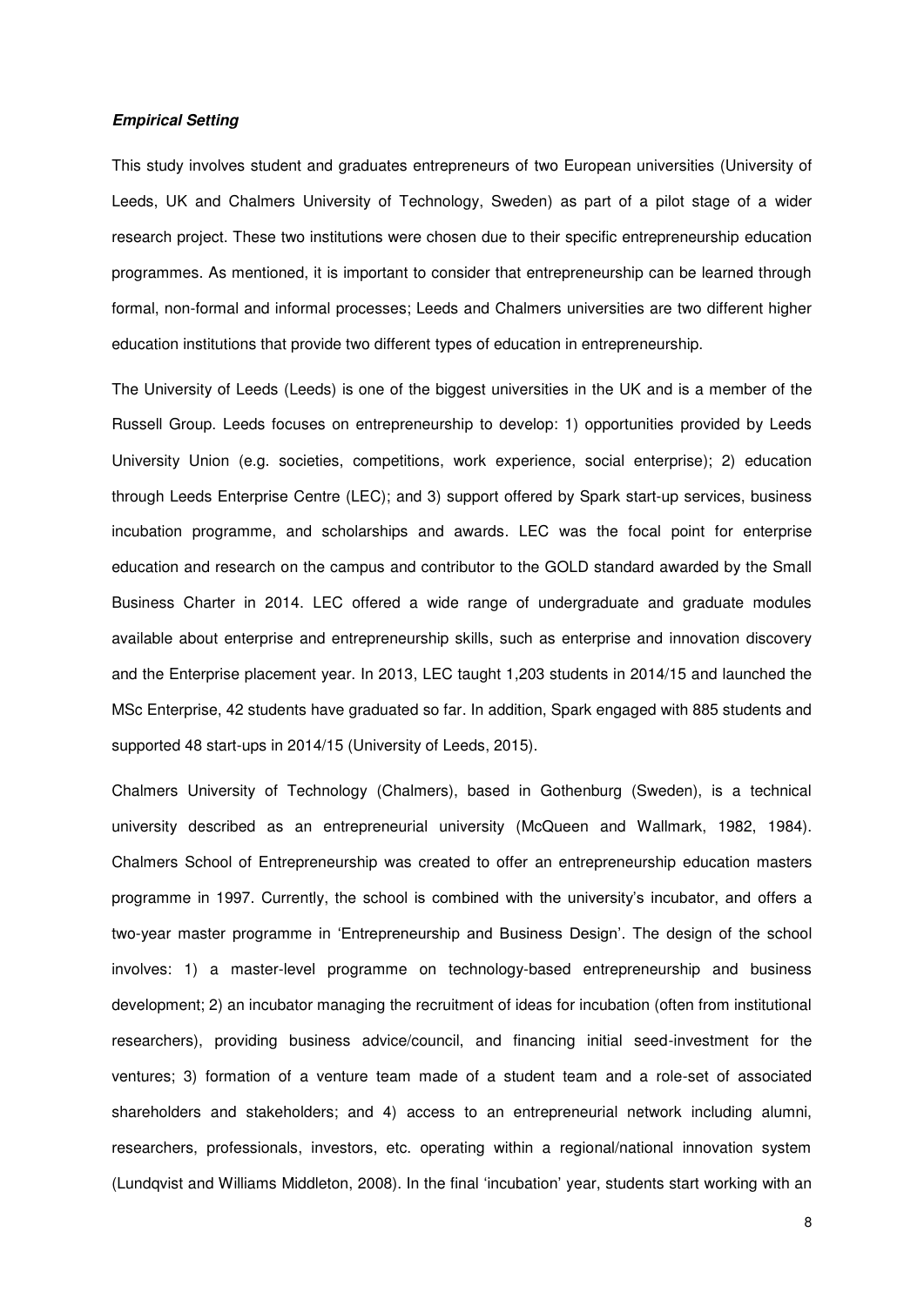***Empirical Setting***

This study involves student and graduates entrepreneurs of two European universities (University of Leeds, UK and Chalmers University of Technology, Sweden) as part of a pilot stage of a wider research project. These two institutions were chosen due to their specific entrepreneurship education programmes. As mentioned, it is important to consider that entrepreneurship can be learned through formal, non-formal and informal processes; Leeds and Chalmers universities are two different higher education institutions that provide two different types of education in entrepreneurship.

The University of Leeds (Leeds) is one of the biggest universities in the UK and is a member of the Russell Group. Leeds focuses on entrepreneurship to develop: 1) opportunities provided by Leeds University Union (e.g. societies, competitions, work experience, social enterprise); 2) education through Leeds Enterprise Centre (LEC); and 3) support offered by Spark start-up services, business incubation programme, and scholarships and awards. LEC was the focal point for enterprise education and research on the campus and contributor to the GOLD standard awarded by the Small Business Charter in 2014. LEC offered a wide range of undergraduate and graduate modules available about enterprise and entrepreneurship skills, such as enterprise and innovation discovery and the Enterprise placement year. In 2013, LEC taught 1,203 students in 2014/15 and launched the MSc Enterprise, 42 students have graduated so far. In addition, Spark engaged with 885 students and supported 48 start-ups in 2014/15 (University of Leeds, 2015).

Chalmers University of Technology (Chalmers), based in Gothenburg (Sweden), is a technical university described as an entrepreneurial university (McQueen and Wallmark, 1982, 1984). Chalmers School of Entrepreneurship was created to offer an entrepreneurship education masters programme in 1997. Currently, the school is combined with the university's incubator, and offers a two-year master programme in 'Entrepreneurship and Business Design'. The design of the school involves: 1) a master-level programme on technology-based entrepreneurship and business development; 2) an incubator managing the recruitment of ideas for incubation (often from institutional researchers), providing business advice/council, and financing initial seed-investment for the ventures; 3) formation of a venture team made of a student team and a role-set of associated shareholders and stakeholders; and 4) access to an entrepreneurial network including alumni, researchers, professionals, investors, etc. operating within a regional/national innovation system (Lundqvist and Williams Middleton, 2008). In the final 'incubation' year, students start working with an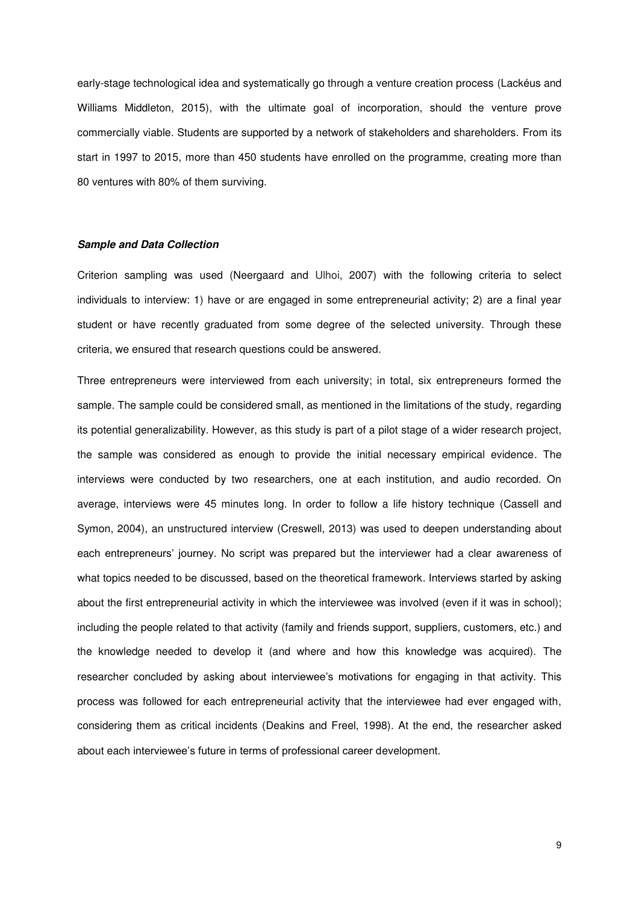early-stage technological idea and systematically go through a venture creation process (Lackéus and Williams Middleton, 2015), with the ultimate goal of incorporation, should the venture prove commercially viable. Students are supported by a network of stakeholders and shareholders. From its start in 1997 to 2015, more than 450 students have enrolled on the programme, creating more than 80 ventures with 80% of them surviving.

### *Sample and Data Collection*

Criterion sampling was used (Neergaard and Ulhoi, 2007) with the following criteria to select individuals to interview: 1) have or are engaged in some entrepreneurial activity; 2) are a final year student or have recently graduated from some degree of the selected university. Through these criteria, we ensured that research questions could be answered.

Three entrepreneurs were interviewed from each university; in total, six entrepreneurs formed the sample. The sample could be considered small, as mentioned in the limitations of the study, regarding its potential generalizability. However, as this study is part of a pilot stage of a wider research project, the sample was considered as enough to provide the initial necessary empirical evidence. The interviews were conducted by two researchers, one at each institution, and audio recorded. On average, interviews were 45 minutes long. In order to follow a life history technique (Cassell and Symon, 2004), an unstructured interview (Creswell, 2013) was used to deepen understanding about each entrepreneurs' journey. No script was prepared but the interviewer had a clear awareness of what topics needed to be discussed, based on the theoretical framework. Interviews started by asking about the first entrepreneurial activity in which the interviewee was involved (even if it was in school); including the people related to that activity (family and friends support, suppliers, customers, etc.) and the knowledge needed to develop it (and where and how this knowledge was acquired). The researcher concluded by asking about interviewee's motivations for engaging in that activity. This process was followed for each entrepreneurial activity that the interviewee had ever engaged with, considering them as critical incidents (Deakins and Freel, 1998). At the end, the researcher asked about each interviewee's future in terms of professional career development.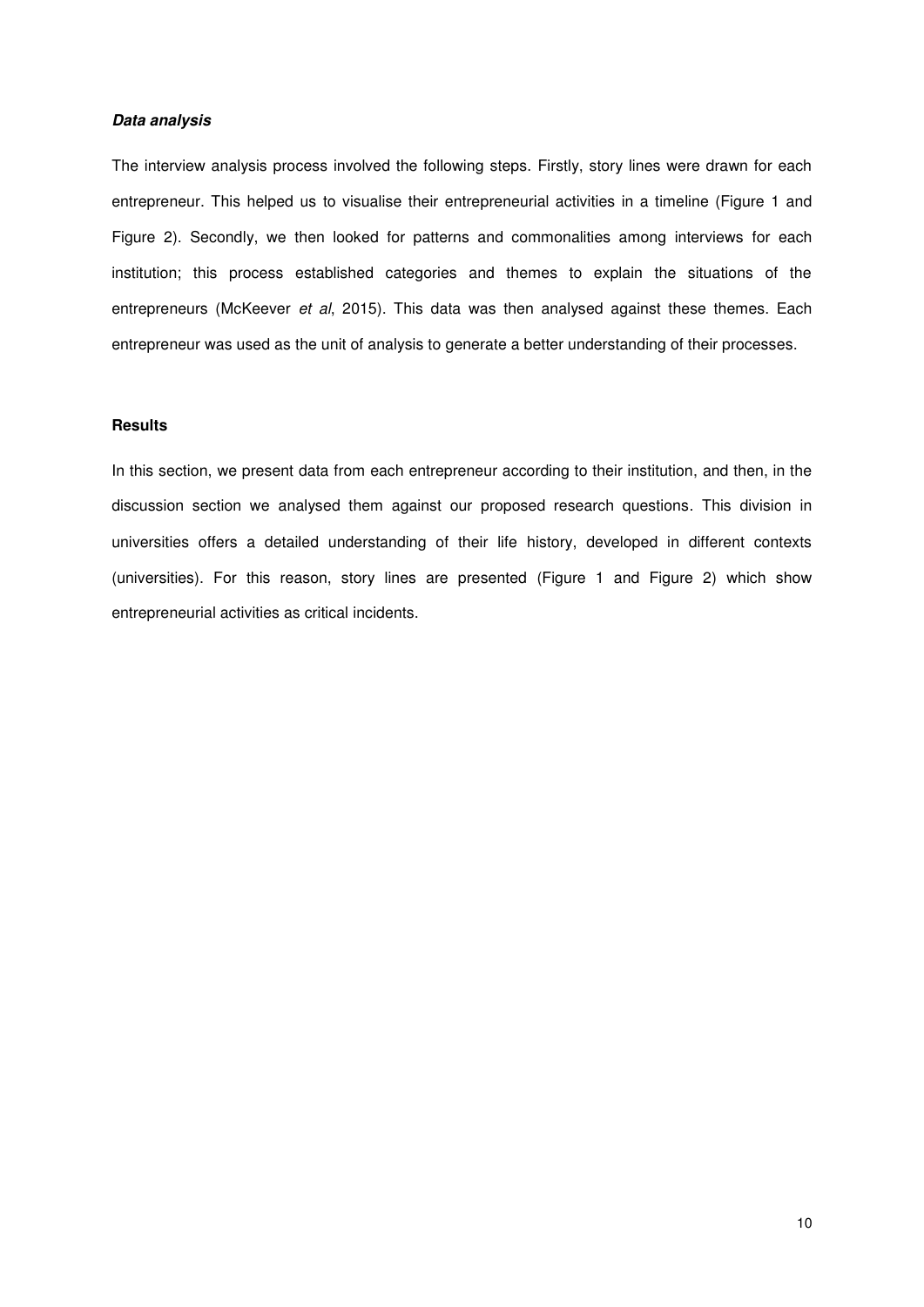### *Data analysis*

The interview analysis process involved the following steps. Firstly, story lines were drawn for each entrepreneur. This helped us to visualise their entrepreneurial activities in a timeline (Figure 1 and Figure 2). Secondly, we then looked for patterns and commonalities among interviews for each institution; this process established categories and themes to explain the situations of the entrepreneurs (McKeever *et al*, 2015). This data was then analysed against these themes. Each entrepreneur was used as the unit of analysis to generate a better understanding of their processes.

### **Results**

In this section, we present data from each entrepreneur according to their institution, and then, in the discussion section we analysed them against our proposed research questions. This division in universities offers a detailed understanding of their life history, developed in different contexts (universities). For this reason, story lines are presented (Figure 1 and Figure 2) which show entrepreneurial activities as critical incidents.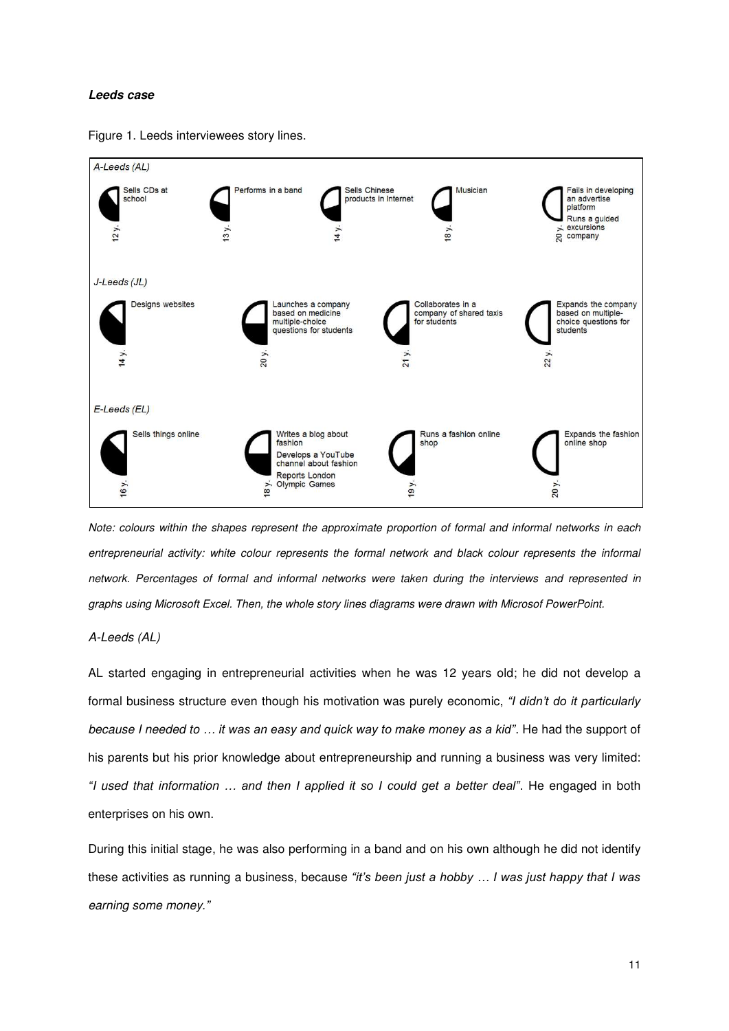***Leeds case***

Figure 1. Leeds interviewees story lines.

A-Leeds (AL)

12 y. Sells CDs at school

13 y. Performs in a band

14 y. Sells Chinese products in Internet

18 y. Musician

20 y. Fails in developing an advertise platform; Runs a guided excursions company

J-Leeds (JL)

14 y. Designs websites

20 y. Launches a company based on medicine multiple-choice questions for students

21 y. Collaborates in a company of shared taxis for students

22 y. Expands the company based on multiple-choice questions for students

E-Leeds (EL)

16 y. Sells things online

18 y. Writes a blog about fashion; Develops a YouTube channel about fashion; Reports London Olympic Games

19 y. Runs a fashion online shop

20 y. Expands the fashion online shop

*Note: colours within the shapes represent the approximate proportion of formal and informal networks in each entrepreneurial activity: white colour represents the formal network and black colour represents the informal network. Percentages of formal and informal networks were taken during the interviews and represented in graphs using Microsoft Excel. Then, the whole story lines diagrams were drawn with Microsof PowerPoint.*

*A-Leeds (AL)*

AL started engaging in entrepreneurial activities when he was 12 years old; he did not develop a formal business structure even though his motivation was purely economic, *"I didn't do it particularly because I needed to … it was an easy and quick way to make money as a kid"*. He had the support of his parents but his prior knowledge about entrepreneurship and running a business was very limited: *"I used that information … and then I applied it so I could get a better deal"*. He engaged in both enterprises on his own.

During this initial stage, he was also performing in a band and on his own although he did not identify these activities as running a business, because *"it's been just a hobby … I was just happy that I was earning some money."*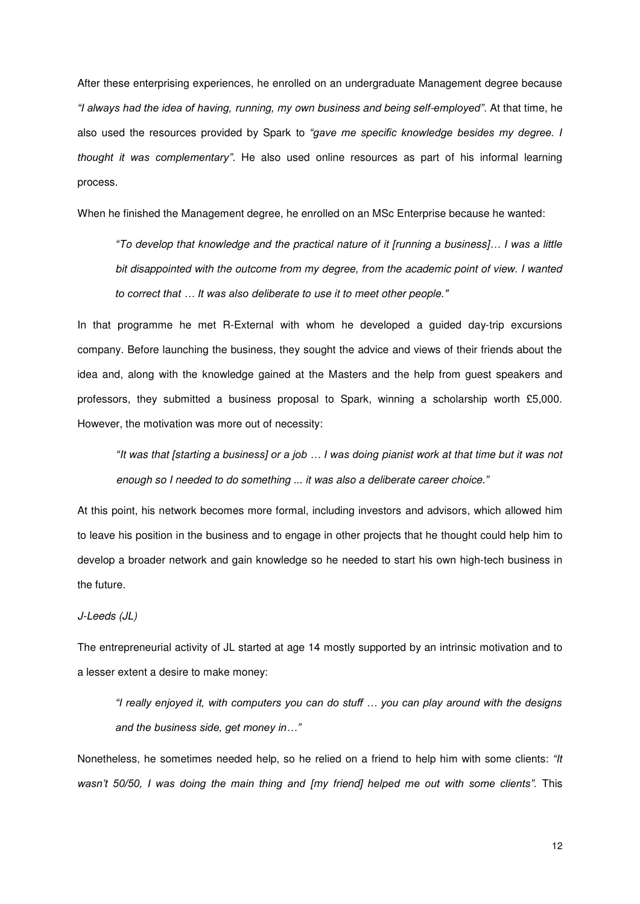After these enterprising experiences, he enrolled on an undergraduate Management degree because *"I always had the idea of having, running, my own business and being self-employed"*. At that time, he also used the resources provided by Spark to *"gave me specific knowledge besides my degree. I thought it was complementary"*. He also used online resources as part of his informal learning process.

When he finished the Management degree, he enrolled on an MSc Enterprise because he wanted:

> *"To develop that knowledge and the practical nature of it [running a business]… I was a little bit disappointed with the outcome from my degree, from the academic point of view. I wanted to correct that … It was also deliberate to use it to meet other people."*

In that programme he met R-External with whom he developed a guided day-trip excursions company. Before launching the business, they sought the advice and views of their friends about the idea and, along with the knowledge gained at the Masters and the help from guest speakers and professors, they submitted a business proposal to Spark, winning a scholarship worth £5,000. However, the motivation was more out of necessity:

> *"It was that [starting a business] or a job … I was doing pianist work at that time but it was not enough so I needed to do something ... it was also a deliberate career choice."*

At this point, his network becomes more formal, including investors and advisors, which allowed him to leave his position in the business and to engage in other projects that he thought could help him to develop a broader network and gain knowledge so he needed to start his own high-tech business in the future.

*J-Leeds (JL)*

The entrepreneurial activity of JL started at age 14 mostly supported by an intrinsic motivation and to a lesser extent a desire to make money:

> *"I really enjoyed it, with computers you can do stuff … you can play around with the designs and the business side, get money in…"*

Nonetheless, he sometimes needed help, so he relied on a friend to help him with some clients: *"It wasn't 50/50, I was doing the main thing and [my friend] helped me out with some clients"*. This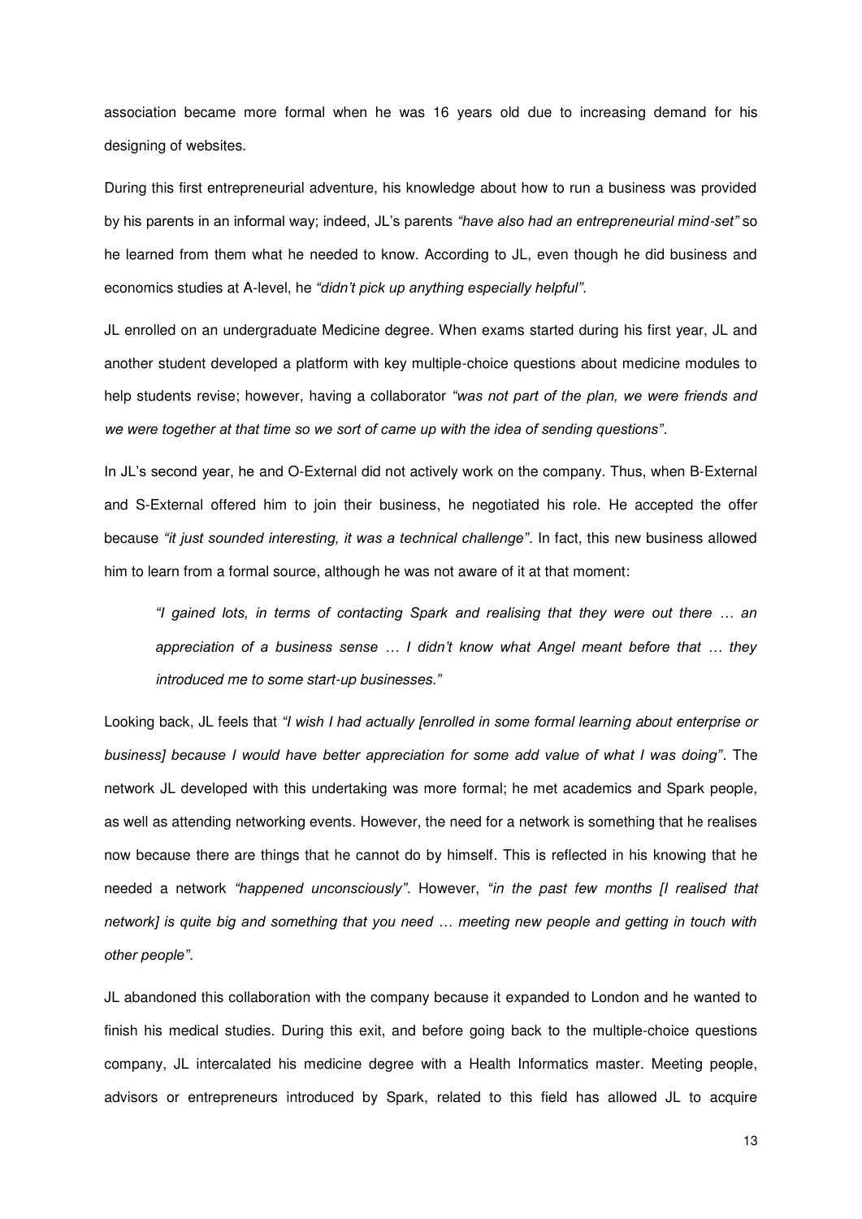association became more formal when he was 16 years old due to increasing demand for his designing of websites.

During this first entrepreneurial adventure, his knowledge about how to run a business was provided by his parents in an informal way; indeed, JL's parents *"have also had an entrepreneurial mind-set"* so he learned from them what he needed to know. According to JL, even though he did business and economics studies at A-level, he *"didn't pick up anything especially helpful"*.

JL enrolled on an undergraduate Medicine degree. When exams started during his first year, JL and another student developed a platform with key multiple-choice questions about medicine modules to help students revise; however, having a collaborator *"was not part of the plan, we were friends and we were together at that time so we sort of came up with the idea of sending questions"*.

In JL's second year, he and O-External did not actively work on the company. Thus, when B-External and S-External offered him to join their business, he negotiated his role. He accepted the offer because *"it just sounded interesting, it was a technical challenge"*. In fact, this new business allowed him to learn from a formal source, although he was not aware of it at that moment:

> *"I gained lots, in terms of contacting Spark and realising that they were out there … an appreciation of a business sense … I didn't know what Angel meant before that … they introduced me to some start-up businesses."*

Looking back, JL feels that *"I wish I had actually [enrolled in some formal learning about enterprise or business] because I would have better appreciation for some add value of what I was doing"*. The network JL developed with this undertaking was more formal; he met academics and Spark people, as well as attending networking events. However, the need for a network is something that he realises now because there are things that he cannot do by himself. This is reflected in his knowing that he needed a network *"happened unconsciously"*. However, *"in the past few months [I realised that network] is quite big and something that you need … meeting new people and getting in touch with other people"*.

JL abandoned this collaboration with the company because it expanded to London and he wanted to finish his medical studies. During this exit, and before going back to the multiple-choice questions company, JL intercalated his medicine degree with a Health Informatics master. Meeting people, advisors or entrepreneurs introduced by Spark, related to this field has allowed JL to acquire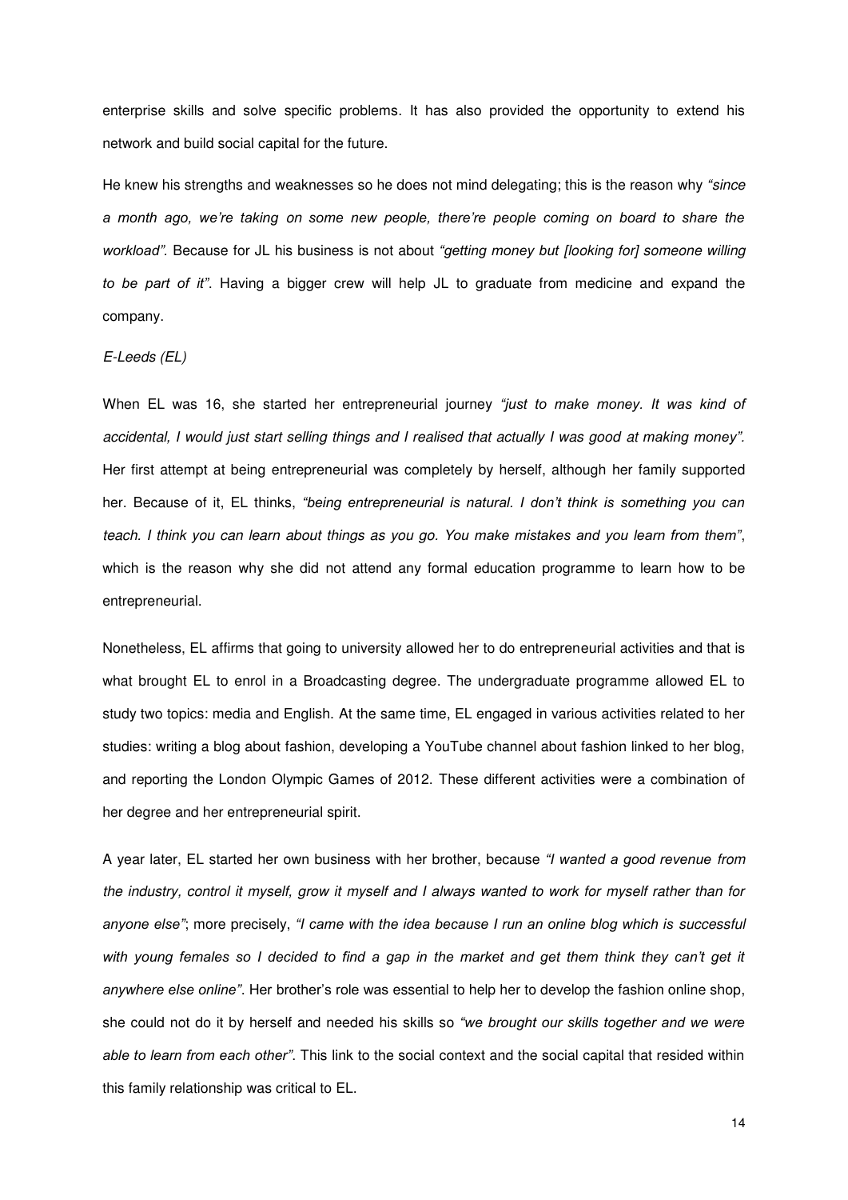enterprise skills and solve specific problems. It has also provided the opportunity to extend his network and build social capital for the future.

He knew his strengths and weaknesses so he does not mind delegating; this is the reason why *"since a month ago, we're taking on some new people, there're people coming on board to share the workload"*. Because for JL his business is not about *"getting money but [looking for] someone willing to be part of it"*. Having a bigger crew will help JL to graduate from medicine and expand the company.

*E-Leeds (EL)*

When EL was 16, she started her entrepreneurial journey *"just to make money. It was kind of accidental, I would just start selling things and I realised that actually I was good at making money"*. Her first attempt at being entrepreneurial was completely by herself, although her family supported her. Because of it, EL thinks, *"being entrepreneurial is natural. I don't think is something you can teach. I think you can learn about things as you go. You make mistakes and you learn from them"*, which is the reason why she did not attend any formal education programme to learn how to be entrepreneurial.

Nonetheless, EL affirms that going to university allowed her to do entrepreneurial activities and that is what brought EL to enrol in a Broadcasting degree. The undergraduate programme allowed EL to study two topics: media and English. At the same time, EL engaged in various activities related to her studies: writing a blog about fashion, developing a YouTube channel about fashion linked to her blog, and reporting the London Olympic Games of 2012. These different activities were a combination of her degree and her entrepreneurial spirit.

A year later, EL started her own business with her brother, because *"I wanted a good revenue from the industry, control it myself, grow it myself and I always wanted to work for myself rather than for anyone else"*; more precisely, *"I came with the idea because I run an online blog which is successful with young females so I decided to find a gap in the market and get them think they can't get it anywhere else online"*. Her brother's role was essential to help her to develop the fashion online shop, she could not do it by herself and needed his skills so *"we brought our skills together and we were able to learn from each other"*. This link to the social context and the social capital that resided within this family relationship was critical to EL.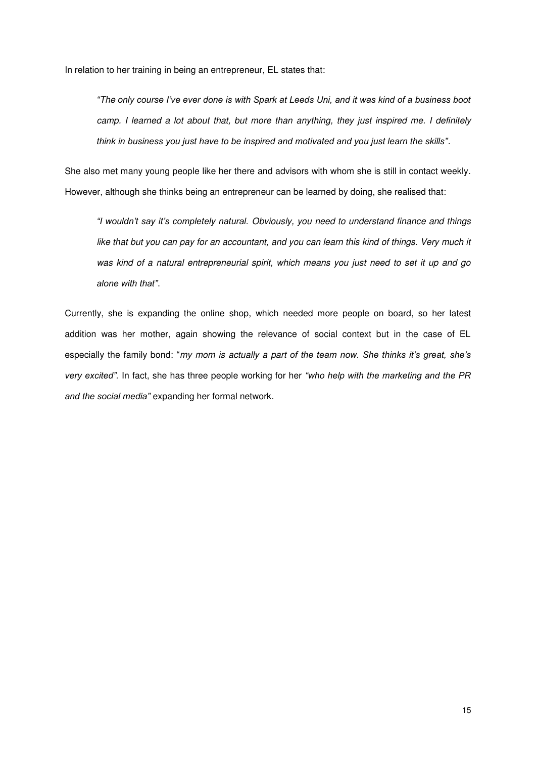In relation to her training in being an entrepreneur, EL states that:

> *"The only course I've ever done is with Spark at Leeds Uni, and it was kind of a business boot camp. I learned a lot about that, but more than anything, they just inspired me. I definitely think in business you just have to be inspired and motivated and you just learn the skills"*.

She also met many young people like her there and advisors with whom she is still in contact weekly. However, although she thinks being an entrepreneur can be learned by doing, she realised that:

> *"I wouldn't say it's completely natural. Obviously, you need to understand finance and things like that but you can pay for an accountant, and you can learn this kind of things. Very much it was kind of a natural entrepreneurial spirit, which means you just need to set it up and go alone with that"*.

Currently, she is expanding the online shop, which needed more people on board, so her latest addition was her mother, again showing the relevance of social context but in the case of EL especially the family bond: "*my mom is actually a part of the team now. She thinks it's great, she's very excited".* In fact, she has three people working for her *"who help with the marketing and the PR and the social media"* expanding her formal network.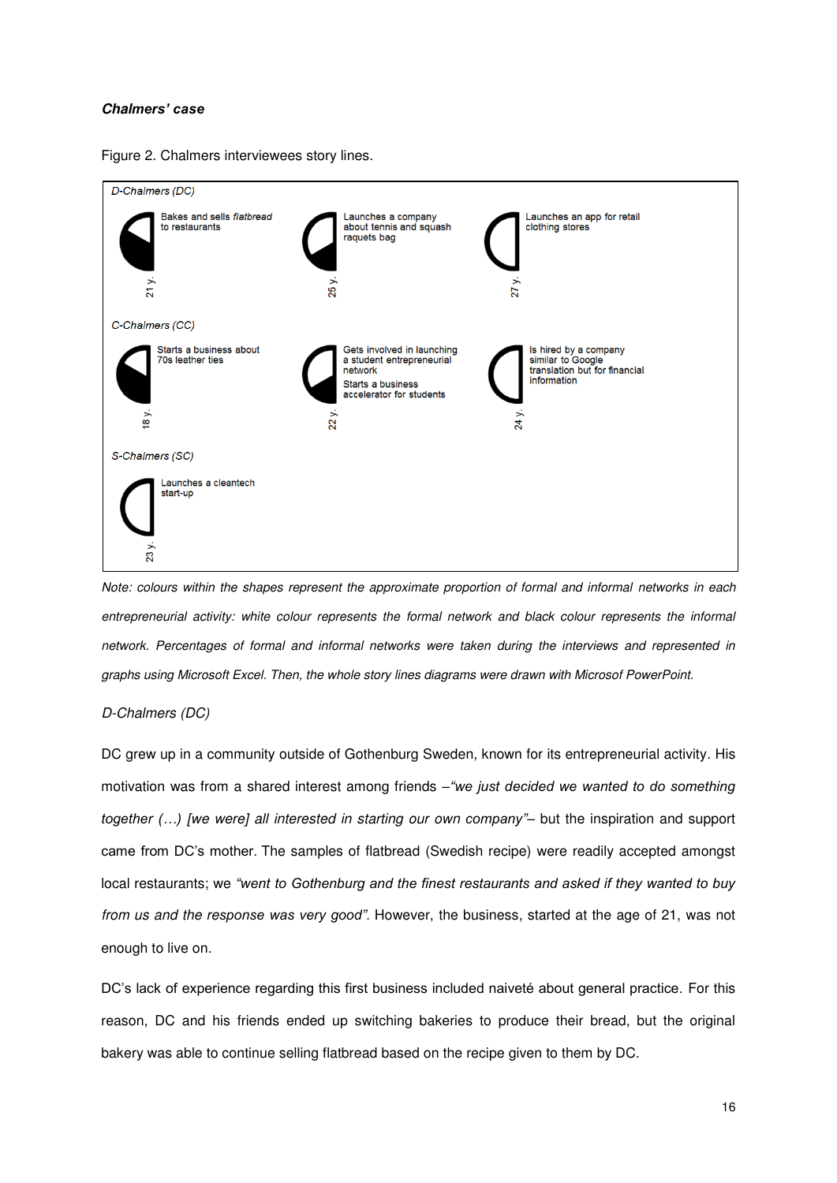***Chalmers' case***

Figure 2. Chalmers interviewees story lines.

D-Chalmers (DC)

Bakes and sells *flatbread* to restaurants — 21 y.

Launches a company about tennis and squash raquets bag — 25 y.

Launches an app for retail clothing stores — 27 y.

C-Chalmers (CC)

Starts a business about 70s leather ties — 18 y.

Gets involved in launching a student entrepreneurial network. Starts a business accelerator for students — 22 y.

Is hired by a company similar to Google translation but for financial information — 24 y.

S-Chalmers (SC)

Launches a cleantech start-up — 23 y.

*Note: colours within the shapes represent the approximate proportion of formal and informal networks in each entrepreneurial activity: white colour represents the formal network and black colour represents the informal network. Percentages of formal and informal networks were taken during the interviews and represented in graphs using Microsoft Excel. Then, the whole story lines diagrams were drawn with Microsof PowerPoint.*

*D-Chalmers (DC)*

DC grew up in a community outside of Gothenburg Sweden, known for its entrepreneurial activity. His motivation was from a shared interest among friends –*"we just decided we wanted to do something together (…) [we were] all interested in starting our own company"*– but the inspiration and support came from DC's mother. The samples of flatbread (Swedish recipe) were readily accepted amongst local restaurants; we *"went to Gothenburg and the finest restaurants and asked if they wanted to buy from us and the response was very good"*. However, the business, started at the age of 21, was not enough to live on.

DC's lack of experience regarding this first business included naiveté about general practice. For this reason, DC and his friends ended up switching bakeries to produce their bread, but the original bakery was able to continue selling flatbread based on the recipe given to them by DC.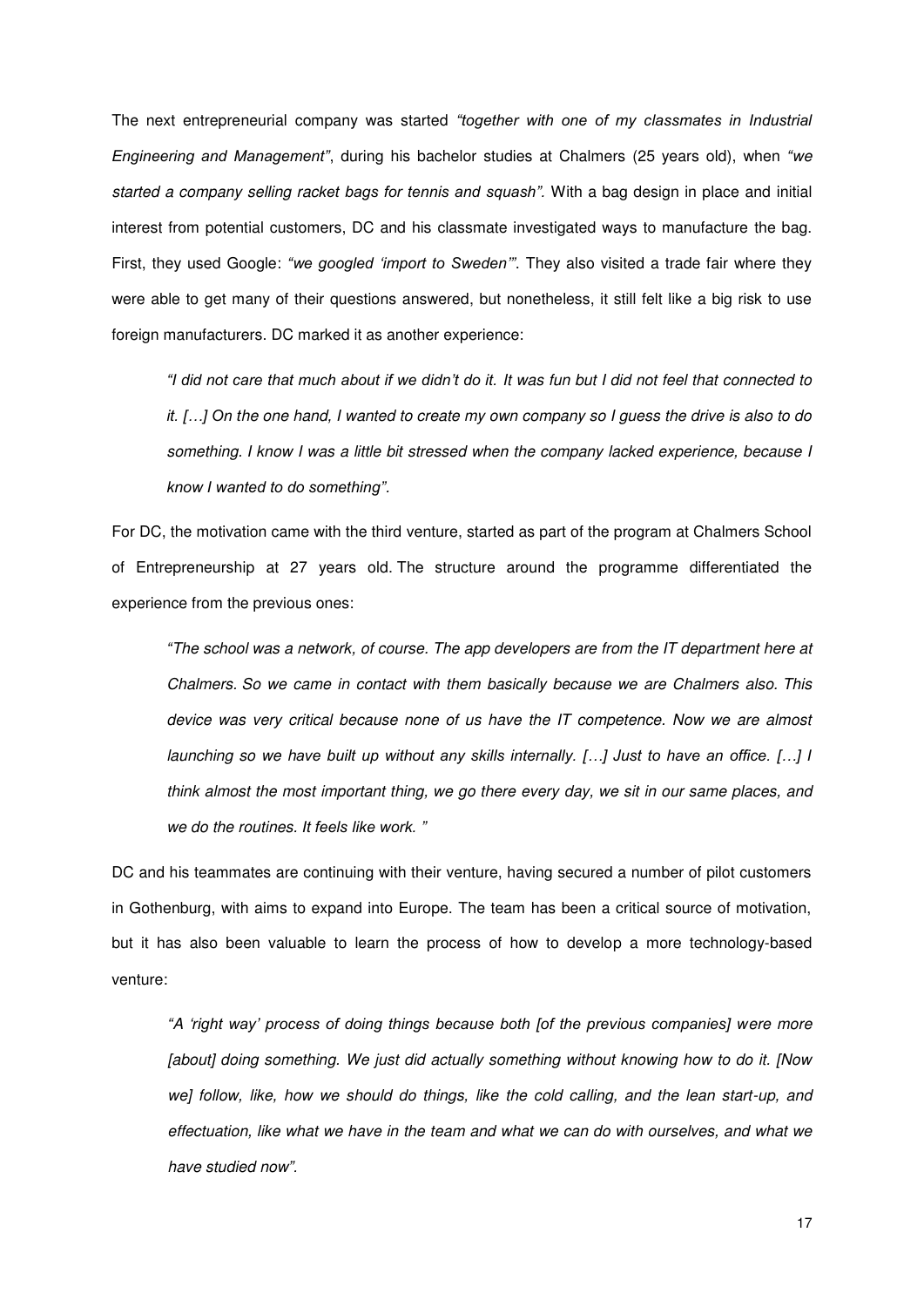The next entrepreneurial company was started *"together with one of my classmates in Industrial Engineering and Management"*, during his bachelor studies at Chalmers (25 years old), when *"we started a company selling racket bags for tennis and squash"*. With a bag design in place and initial interest from potential customers, DC and his classmate investigated ways to manufacture the bag. First, they used Google: *"we googled 'import to Sweden'"*. They also visited a trade fair where they were able to get many of their questions answered, but nonetheless, it still felt like a big risk to use foreign manufacturers. DC marked it as another experience:

> *"I did not care that much about if we didn't do it. It was fun but I did not feel that connected to it. […] On the one hand, I wanted to create my own company so I guess the drive is also to do something. I know I was a little bit stressed when the company lacked experience, because I know I wanted to do something".*

For DC, the motivation came with the third venture, started as part of the program at Chalmers School of Entrepreneurship at 27 years old. The structure around the programme differentiated the experience from the previous ones:

> *"The school was a network, of course. The app developers are from the IT department here at Chalmers. So we came in contact with them basically because we are Chalmers also. This device was very critical because none of us have the IT competence. Now we are almost launching so we have built up without any skills internally. […] Just to have an office. […] I think almost the most important thing, we go there every day, we sit in our same places, and we do the routines. It feels like work. "*

DC and his teammates are continuing with their venture, having secured a number of pilot customers in Gothenburg, with aims to expand into Europe. The team has been a critical source of motivation, but it has also been valuable to learn the process of how to develop a more technology-based venture:

> *"A 'right way' process of doing things because both [of the previous companies] were more [about] doing something. We just did actually something without knowing how to do it. [Now we] follow, like, how we should do things, like the cold calling, and the lean start-up, and effectuation, like what we have in the team and what we can do with ourselves, and what we have studied now".*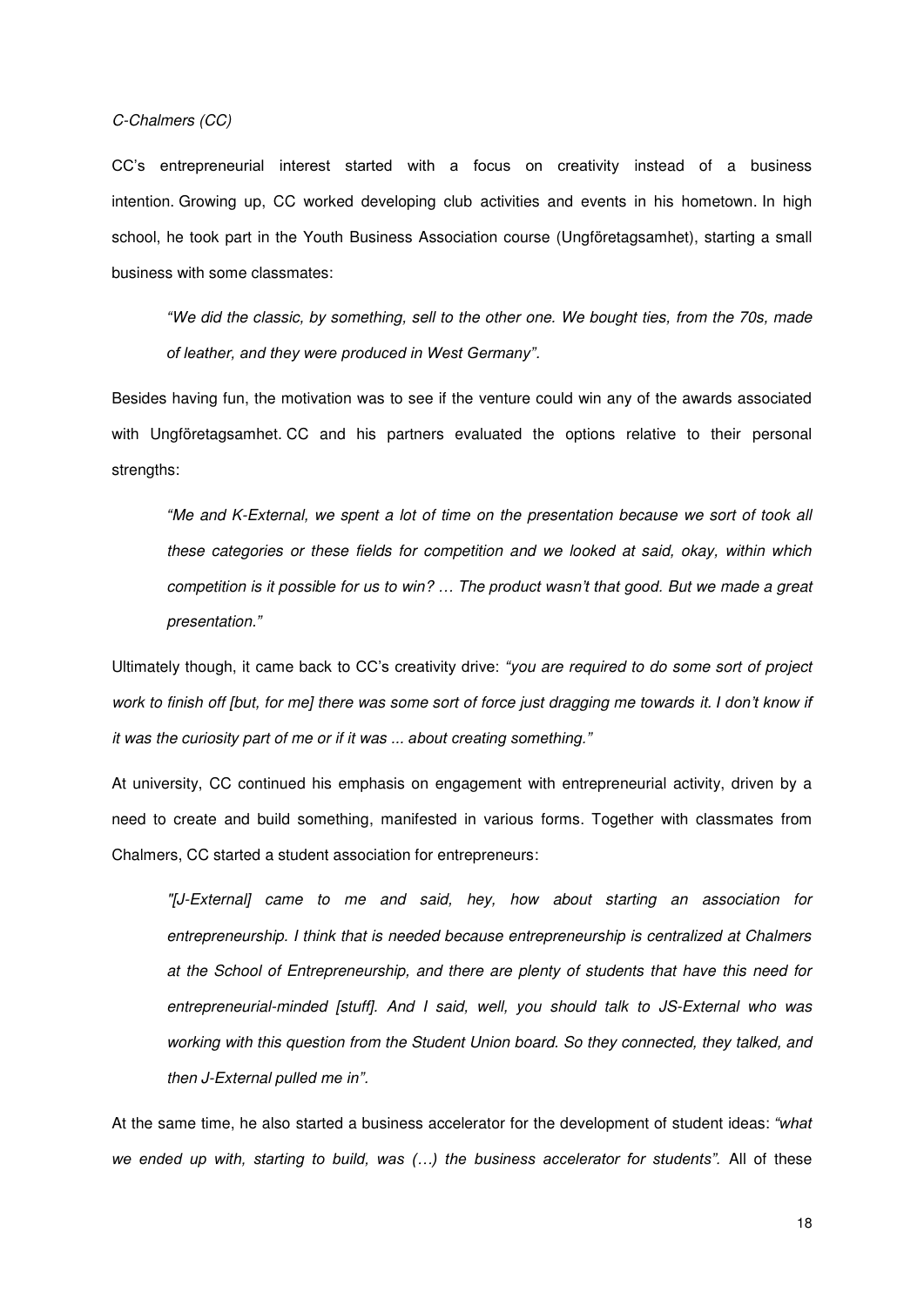*C-Chalmers (CC)*

CC's entrepreneurial interest started with a focus on creativity instead of a business intention. Growing up, CC worked developing club activities and events in his hometown. In high school, he took part in the Youth Business Association course (Ungföretagsamhet), starting a small business with some classmates:

> *"We did the classic, by something, sell to the other one. We bought ties, from the 70s, made of leather, and they were produced in West Germany".*

Besides having fun, the motivation was to see if the venture could win any of the awards associated with Ungföretagsamhet. CC and his partners evaluated the options relative to their personal strengths:

> *"Me and K-External, we spent a lot of time on the presentation because we sort of took all these categories or these fields for competition and we looked at said, okay, within which competition is it possible for us to win? … The product wasn't that good. But we made a great presentation."*

Ultimately though, it came back to CC's creativity drive: *"you are required to do some sort of project work to finish off [but, for me] there was some sort of force just dragging me towards it. I don't know if it was the curiosity part of me or if it was ... about creating something."*

At university, CC continued his emphasis on engagement with entrepreneurial activity, driven by a need to create and build something, manifested in various forms. Together with classmates from Chalmers, CC started a student association for entrepreneurs:

> *"[J-External] came to me and said, hey, how about starting an association for entrepreneurship. I think that is needed because entrepreneurship is centralized at Chalmers at the School of Entrepreneurship, and there are plenty of students that have this need for entrepreneurial-minded [stuff]. And I said, well, you should talk to JS-External who was working with this question from the Student Union board. So they connected, they talked, and then J-External pulled me in".*

At the same time, he also started a business accelerator for the development of student ideas: *"what we ended up with, starting to build, was (…) the business accelerator for students".* All of these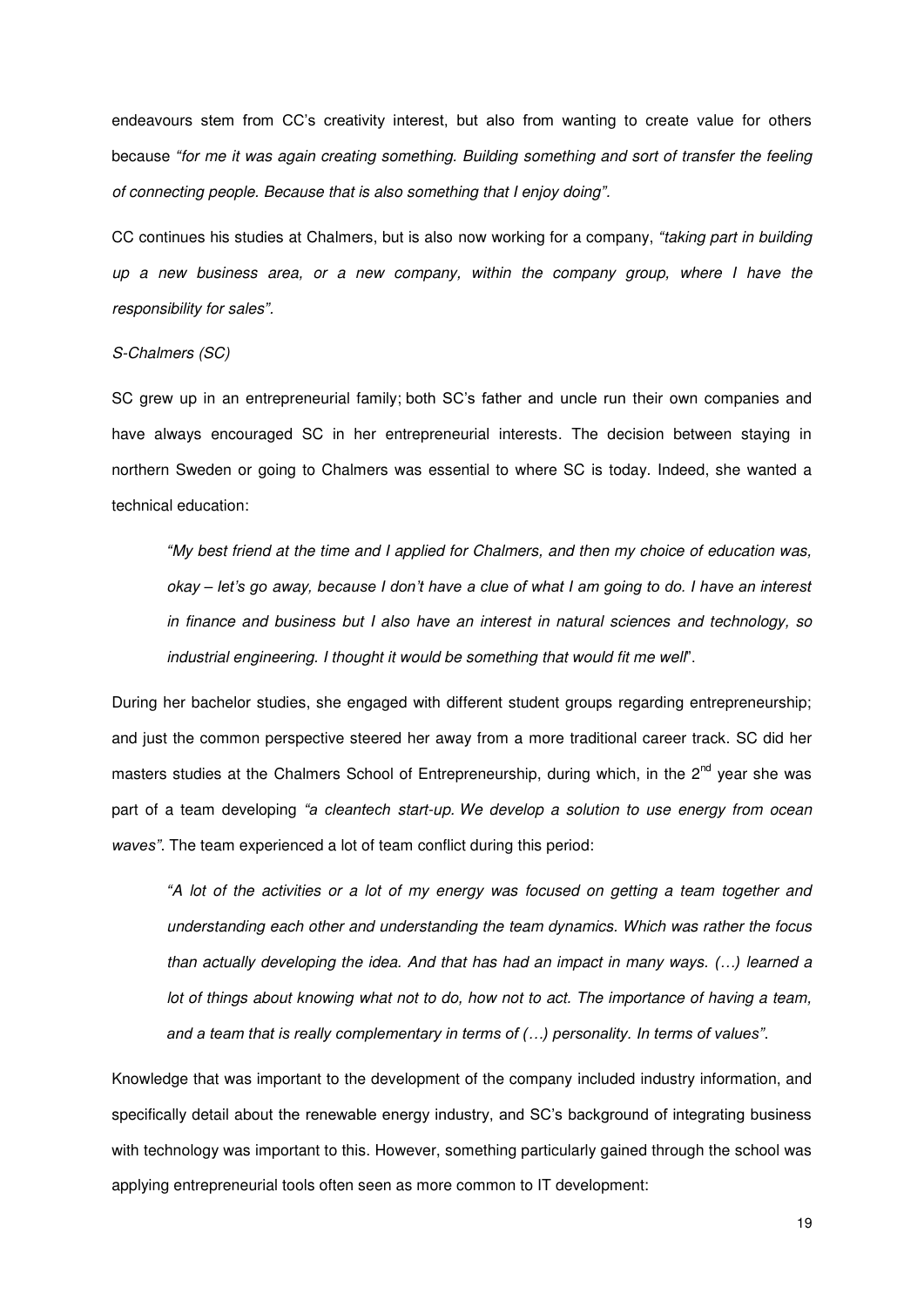endeavours stem from CC's creativity interest, but also from wanting to create value for others because *"for me it was again creating something. Building something and sort of transfer the feeling of connecting people. Because that is also something that I enjoy doing"*.

CC continues his studies at Chalmers, but is also now working for a company, *"taking part in building up a new business area, or a new company, within the company group, where I have the responsibility for sales"*.

*S-Chalmers (SC)*

SC grew up in an entrepreneurial family; both SC's father and uncle run their own companies and have always encouraged SC in her entrepreneurial interests. The decision between staying in northern Sweden or going to Chalmers was essential to where SC is today. Indeed, she wanted a technical education:

> *"My best friend at the time and I applied for Chalmers, and then my choice of education was, okay – let's go away, because I don't have a clue of what I am going to do. I have an interest in finance and business but I also have an interest in natural sciences and technology, so industrial engineering. I thought it would be something that would fit me well*".

During her bachelor studies, she engaged with different student groups regarding entrepreneurship; and just the common perspective steered her away from a more traditional career track. SC did her masters studies at the Chalmers School of Entrepreneurship, during which, in the 2nd year she was part of a team developing *"a cleantech start-up. We develop a solution to use energy from ocean waves"*. The team experienced a lot of team conflict during this period:

> *"A lot of the activities or a lot of my energy was focused on getting a team together and understanding each other and understanding the team dynamics. Which was rather the focus than actually developing the idea. And that has had an impact in many ways. (…) learned a lot of things about knowing what not to do, how not to act. The importance of having a team, and a team that is really complementary in terms of (…) personality. In terms of values"*.

Knowledge that was important to the development of the company included industry information, and specifically detail about the renewable energy industry, and SC's background of integrating business with technology was important to this. However, something particularly gained through the school was applying entrepreneurial tools often seen as more common to IT development: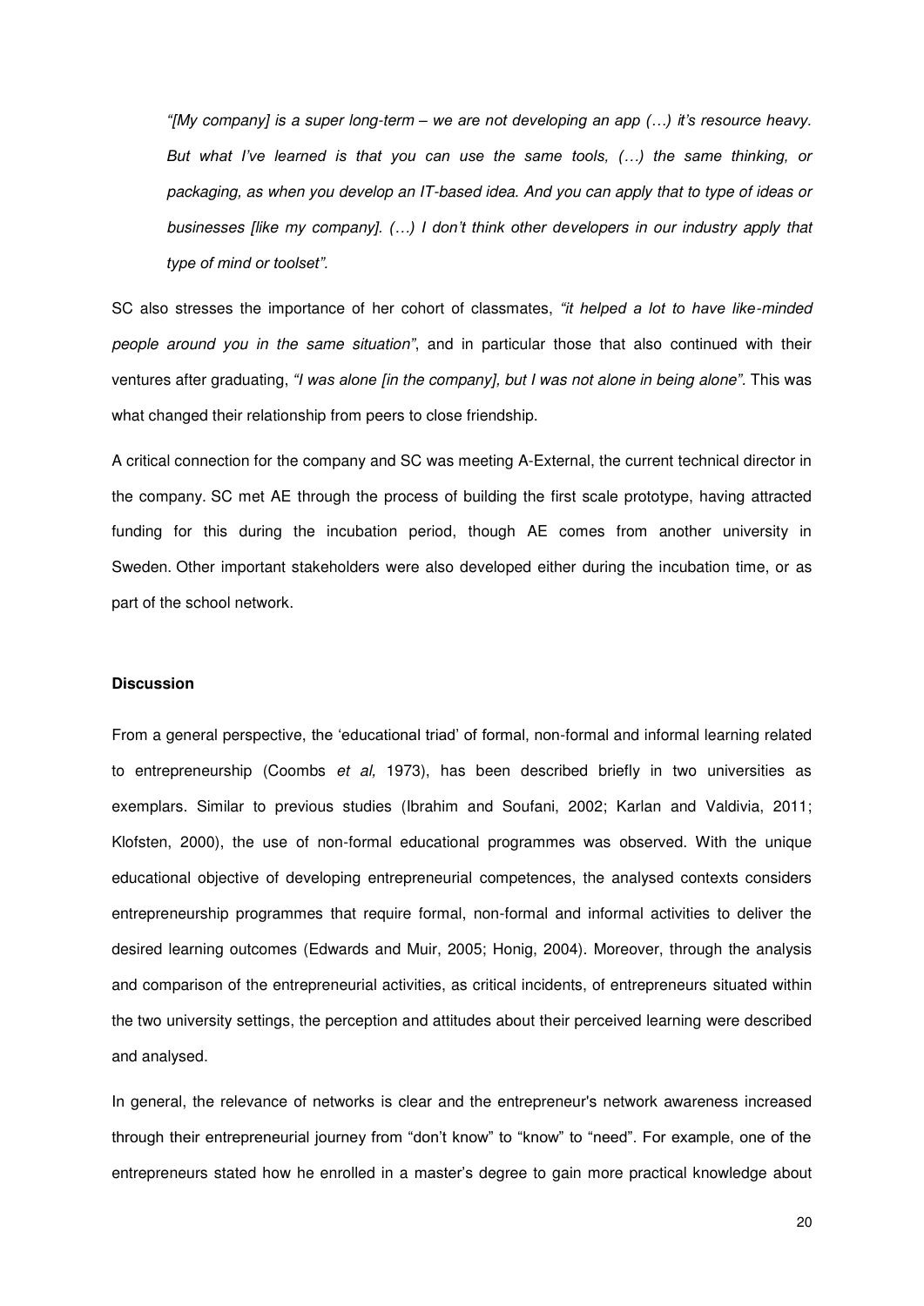*"[My company] is a super long-term – we are not developing an app (…) it's resource heavy. But what I've learned is that you can use the same tools, (…) the same thinking, or packaging, as when you develop an IT-based idea. And you can apply that to type of ideas or businesses [like my company]. (…) I don't think other developers in our industry apply that type of mind or toolset".*

SC also stresses the importance of her cohort of classmates, *"it helped a lot to have like-minded people around you in the same situation"*, and in particular those that also continued with their ventures after graduating, *"I was alone [in the company], but I was not alone in being alone".* This was what changed their relationship from peers to close friendship.

A critical connection for the company and SC was meeting A-External, the current technical director in the company. SC met AE through the process of building the first scale prototype, having attracted funding for this during the incubation period, though AE comes from another university in Sweden. Other important stakeholders were also developed either during the incubation time, or as part of the school network.

**Discussion**

From a general perspective, the 'educational triad' of formal, non-formal and informal learning related to entrepreneurship (Coombs *et al,* 1973), has been described briefly in two universities as exemplars. Similar to previous studies (Ibrahim and Soufani, 2002; Karlan and Valdivia, 2011; Klofsten, 2000), the use of non-formal educational programmes was observed. With the unique educational objective of developing entrepreneurial competences, the analysed contexts considers entrepreneurship programmes that require formal, non-formal and informal activities to deliver the desired learning outcomes (Edwards and Muir, 2005; Honig, 2004). Moreover, through the analysis and comparison of the entrepreneurial activities, as critical incidents, of entrepreneurs situated within the two university settings, the perception and attitudes about their perceived learning were described and analysed.

In general, the relevance of networks is clear and the entrepreneur's network awareness increased through their entrepreneurial journey from "don't know" to "know" to "need". For example, one of the entrepreneurs stated how he enrolled in a master's degree to gain more practical knowledge about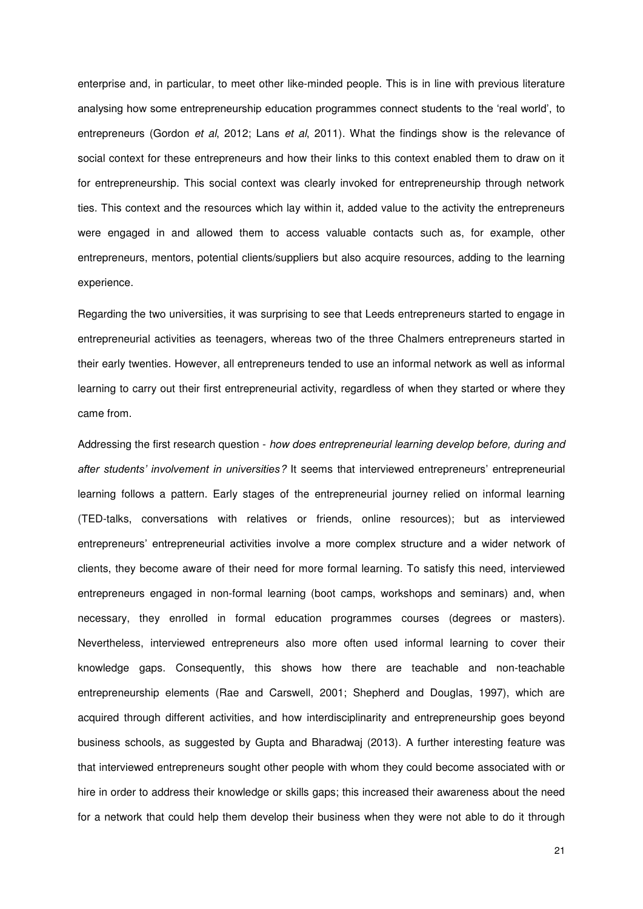enterprise and, in particular, to meet other like-minded people. This is in line with previous literature analysing how some entrepreneurship education programmes connect students to the 'real world', to entrepreneurs (Gordon *et al*, 2012; Lans *et al*, 2011). What the findings show is the relevance of social context for these entrepreneurs and how their links to this context enabled them to draw on it for entrepreneurship. This social context was clearly invoked for entrepreneurship through network ties. This context and the resources which lay within it, added value to the activity the entrepreneurs were engaged in and allowed them to access valuable contacts such as, for example, other entrepreneurs, mentors, potential clients/suppliers but also acquire resources, adding to the learning experience.

Regarding the two universities, it was surprising to see that Leeds entrepreneurs started to engage in entrepreneurial activities as teenagers, whereas two of the three Chalmers entrepreneurs started in their early twenties. However, all entrepreneurs tended to use an informal network as well as informal learning to carry out their first entrepreneurial activity, regardless of when they started or where they came from.

Addressing the first research question - *how does entrepreneurial learning develop before, during and after students' involvement in universities?* It seems that interviewed entrepreneurs' entrepreneurial learning follows a pattern. Early stages of the entrepreneurial journey relied on informal learning (TED-talks, conversations with relatives or friends, online resources); but as interviewed entrepreneurs' entrepreneurial activities involve a more complex structure and a wider network of clients, they become aware of their need for more formal learning. To satisfy this need, interviewed entrepreneurs engaged in non-formal learning (boot camps, workshops and seminars) and, when necessary, they enrolled in formal education programmes courses (degrees or masters). Nevertheless, interviewed entrepreneurs also more often used informal learning to cover their knowledge gaps. Consequently, this shows how there are teachable and non-teachable entrepreneurship elements (Rae and Carswell, 2001; Shepherd and Douglas, 1997), which are acquired through different activities, and how interdisciplinarity and entrepreneurship goes beyond business schools, as suggested by Gupta and Bharadwaj (2013). A further interesting feature was that interviewed entrepreneurs sought other people with whom they could become associated with or hire in order to address their knowledge or skills gaps; this increased their awareness about the need for a network that could help them develop their business when they were not able to do it through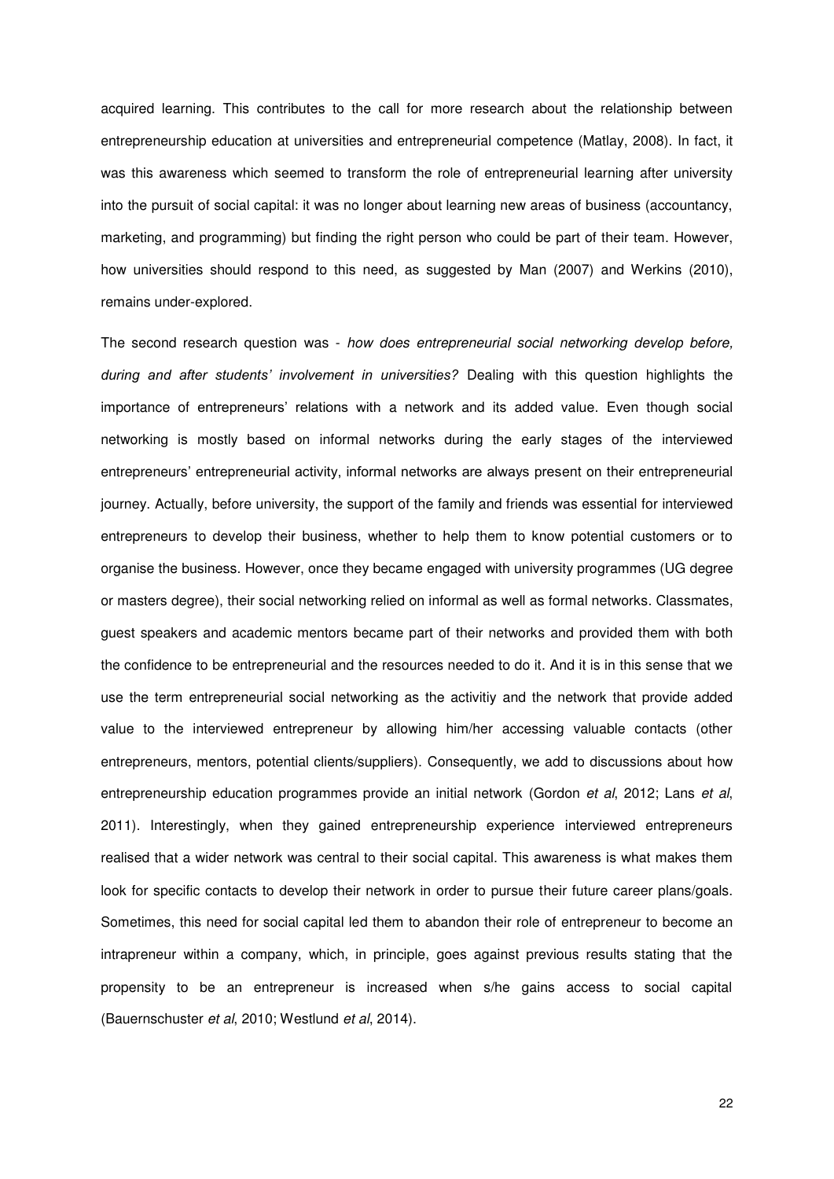acquired learning. This contributes to the call for more research about the relationship between entrepreneurship education at universities and entrepreneurial competence (Matlay, 2008). In fact, it was this awareness which seemed to transform the role of entrepreneurial learning after university into the pursuit of social capital: it was no longer about learning new areas of business (accountancy, marketing, and programming) but finding the right person who could be part of their team. However, how universities should respond to this need, as suggested by Man (2007) and Werkins (2010), remains under-explored.

The second research question was - *how does entrepreneurial social networking develop before, during and after students' involvement in universities?* Dealing with this question highlights the importance of entrepreneurs' relations with a network and its added value. Even though social networking is mostly based on informal networks during the early stages of the interviewed entrepreneurs' entrepreneurial activity, informal networks are always present on their entrepreneurial journey. Actually, before university, the support of the family and friends was essential for interviewed entrepreneurs to develop their business, whether to help them to know potential customers or to organise the business. However, once they became engaged with university programmes (UG degree or masters degree), their social networking relied on informal as well as formal networks. Classmates, guest speakers and academic mentors became part of their networks and provided them with both the confidence to be entrepreneurial and the resources needed to do it. And it is in this sense that we use the term entrepreneurial social networking as the activitiy and the network that provide added value to the interviewed entrepreneur by allowing him/her accessing valuable contacts (other entrepreneurs, mentors, potential clients/suppliers). Consequently, we add to discussions about how entrepreneurship education programmes provide an initial network (Gordon *et al*, 2012; Lans *et al*, 2011). Interestingly, when they gained entrepreneurship experience interviewed entrepreneurs realised that a wider network was central to their social capital. This awareness is what makes them look for specific contacts to develop their network in order to pursue their future career plans/goals. Sometimes, this need for social capital led them to abandon their role of entrepreneur to become an intrapreneur within a company, which, in principle, goes against previous results stating that the propensity to be an entrepreneur is increased when s/he gains access to social capital (Bauernschuster *et al*, 2010; Westlund *et al*, 2014).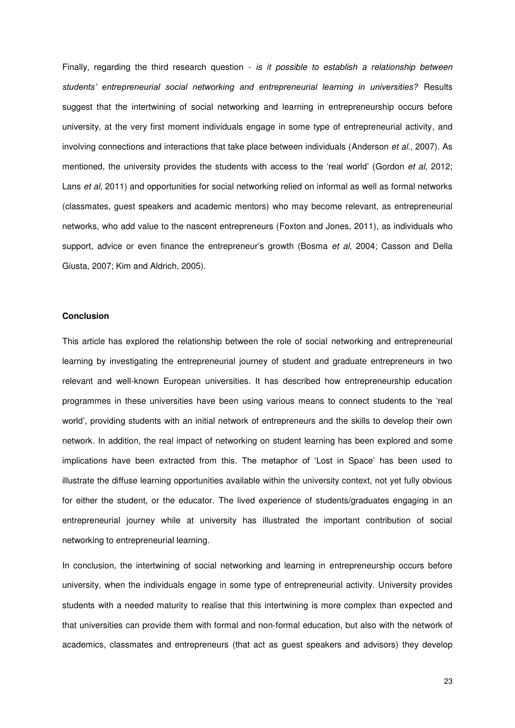Finally, regarding the third research question - *is it possible to establish a relationship between students' entrepreneurial social networking and entrepreneurial learning in universities?* Results suggest that the intertwining of social networking and learning in entrepreneurship occurs before university, at the very first moment individuals engage in some type of entrepreneurial activity, and involving connections and interactions that take place between individuals (Anderson *et al*., 2007). As mentioned, the university provides the students with access to the 'real world' (Gordon *et al*, 2012; Lans *et al*, 2011) and opportunities for social networking relied on informal as well as formal networks (classmates, guest speakers and academic mentors) who may become relevant, as entrepreneurial networks, who add value to the nascent entrepreneurs (Foxton and Jones, 2011), as individuals who support, advice or even finance the entrepreneur's growth (Bosma *et al*, 2004; Casson and Della Giusta, 2007; Kim and Aldrich, 2005).

**Conclusion**

This article has explored the relationship between the role of social networking and entrepreneurial learning by investigating the entrepreneurial journey of student and graduate entrepreneurs in two relevant and well-known European universities. It has described how entrepreneurship education programmes in these universities have been using various means to connect students to the 'real world', providing students with an initial network of entrepreneurs and the skills to develop their own network. In addition, the real impact of networking on student learning has been explored and some implications have been extracted from this. The metaphor of 'Lost in Space' has been used to illustrate the diffuse learning opportunities available within the university context, not yet fully obvious for either the student, or the educator. The lived experience of students/graduates engaging in an entrepreneurial journey while at university has illustrated the important contribution of social networking to entrepreneurial learning.

In conclusion, the intertwining of social networking and learning in entrepreneurship occurs before university, when the individuals engage in some type of entrepreneurial activity. University provides students with a needed maturity to realise that this intertwining is more complex than expected and that universities can provide them with formal and non-formal education, but also with the network of academics, classmates and entrepreneurs (that act as guest speakers and advisors) they develop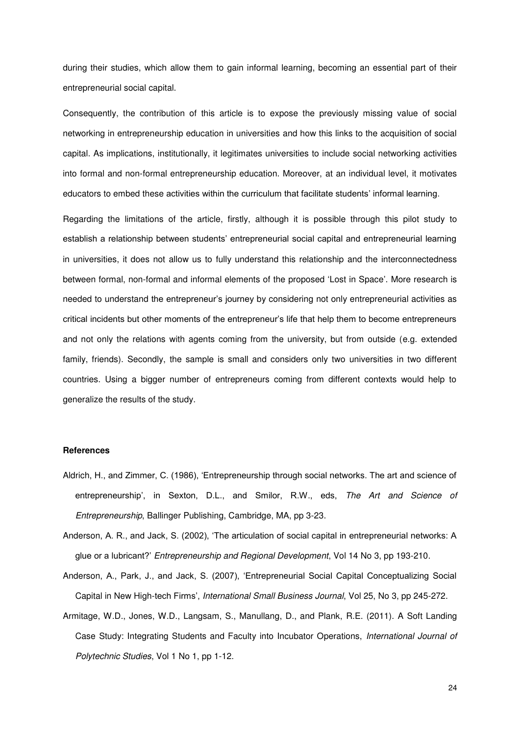during their studies, which allow them to gain informal learning, becoming an essential part of their entrepreneurial social capital.

Consequently, the contribution of this article is to expose the previously missing value of social networking in entrepreneurship education in universities and how this links to the acquisition of social capital. As implications, institutionally, it legitimates universities to include social networking activities into formal and non-formal entrepreneurship education. Moreover, at an individual level, it motivates educators to embed these activities within the curriculum that facilitate students' informal learning.

Regarding the limitations of the article, firstly, although it is possible through this pilot study to establish a relationship between students' entrepreneurial social capital and entrepreneurial learning in universities, it does not allow us to fully understand this relationship and the interconnectedness between formal, non-formal and informal elements of the proposed 'Lost in Space'. More research is needed to understand the entrepreneur's journey by considering not only entrepreneurial activities as critical incidents but other moments of the entrepreneur's life that help them to become entrepreneurs and not only the relations with agents coming from the university, but from outside (e.g. extended family, friends). Secondly, the sample is small and considers only two universities in two different countries. Using a bigger number of entrepreneurs coming from different contexts would help to generalize the results of the study.

**References**

Aldrich, H., and Zimmer, C. (1986), 'Entrepreneurship through social networks. The art and science of entrepreneurship', in Sexton, D.L., and Smilor, R.W., eds, *The Art and Science of Entrepreneurship*, Ballinger Publishing, Cambridge, MA, pp 3-23.

Anderson, A. R., and Jack, S. (2002), 'The articulation of social capital in entrepreneurial networks: A glue or a lubricant?' *Entrepreneurship and Regional Development*, Vol 14 No 3, pp 193-210.

Anderson, A., Park, J., and Jack, S. (2007), 'Entrepreneurial Social Capital Conceptualizing Social Capital in New High-tech Firms', *International Small Business Journal*, Vol 25, No 3, pp 245-272.

Armitage, W.D., Jones, W.D., Langsam, S., Manullang, D., and Plank, R.E. (2011). A Soft Landing Case Study: Integrating Students and Faculty into Incubator Operations, *International Journal of Polytechnic Studies*, Vol 1 No 1, pp 1-12.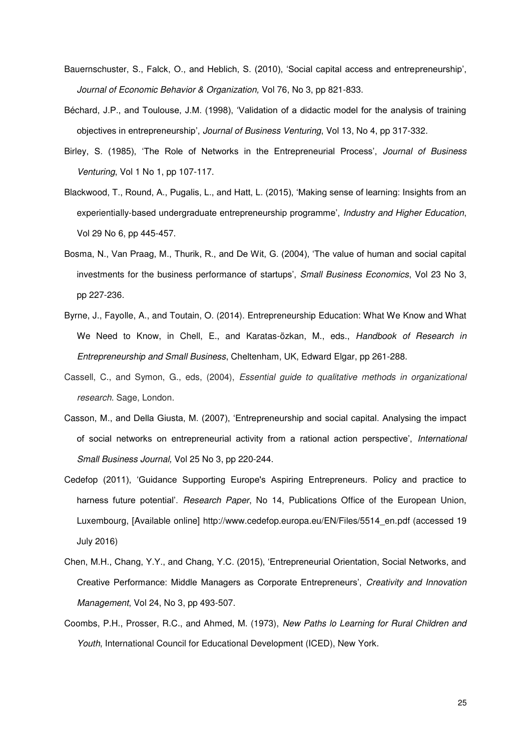Bauernschuster, S., Falck, O., and Heblich, S. (2010), 'Social capital access and entrepreneurship', *Journal of Economic Behavior & Organization,* Vol 76, No 3, pp 821-833.

Béchard, J.P., and Toulouse, J.M. (1998), 'Validation of a didactic model for the analysis of training objectives in entrepreneurship', *Journal of Business Venturing*, Vol 13, No 4, pp 317-332.

Birley, S. (1985), 'The Role of Networks in the Entrepreneurial Process', *Journal of Business Venturing*, Vol 1 No 1, pp 107-117.

Blackwood, T., Round, A., Pugalis, L., and Hatt, L. (2015), 'Making sense of learning: Insights from an experientially-based undergraduate entrepreneurship programme', *Industry and Higher Education*, Vol 29 No 6, pp 445-457.

Bosma, N., Van Praag, M., Thurik, R., and De Wit, G. (2004), 'The value of human and social capital investments for the business performance of startups', *Small Business Economics*, Vol 23 No 3, pp 227-236.

Byrne, J., Fayolle, A., and Toutain, O. (2014). Entrepreneurship Education: What We Know and What We Need to Know, in Chell, E., and Karatas-özkan, M., eds., *Handbook of Research in Entrepreneurship and Small Business*, Cheltenham, UK, Edward Elgar, pp 261-288.

Cassell, C., and Symon, G., eds, (2004), *Essential guide to qualitative methods in organizational research*. Sage, London.

Casson, M., and Della Giusta, M. (2007), 'Entrepreneurship and social capital. Analysing the impact of social networks on entrepreneurial activity from a rational action perspective', *International Small Business Journal,* Vol 25 No 3, pp 220-244.

Cedefop (2011), 'Guidance Supporting Europe's Aspiring Entrepreneurs. Policy and practice to harness future potential'. *Research Paper*, No 14, Publications Office of the European Union, Luxembourg, [Available online] http://www.cedefop.europa.eu/EN/Files/5514_en.pdf (accessed 19 July 2016)

Chen, M.H., Chang, Y.Y., and Chang, Y.C. (2015), 'Entrepreneurial Orientation, Social Networks, and Creative Performance: Middle Managers as Corporate Entrepreneurs', *Creativity and Innovation Management*, Vol 24, No 3, pp 493-507.

Coombs, P.H., Prosser, R.C., and Ahmed, M. (1973), *New Paths lo Learning for Rural Children and Youth*, International Council for Educational Development (ICED), New York.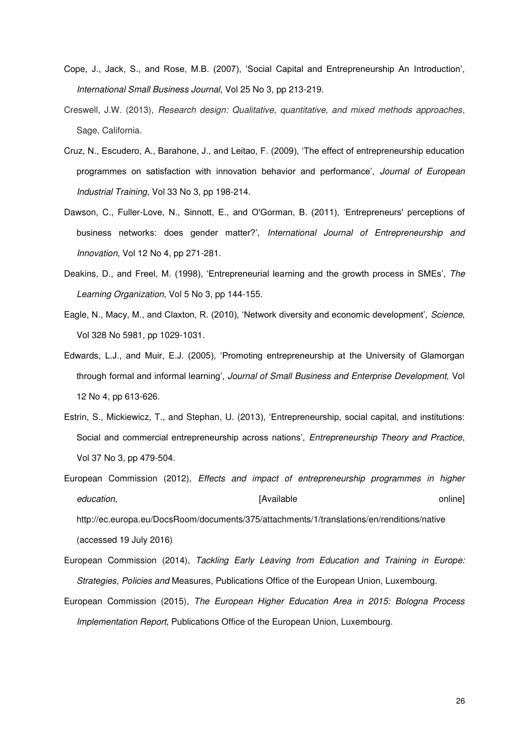Cope, J., Jack, S., and Rose, M.B. (2007), 'Social Capital and Entrepreneurship An Introduction', *International Small Business Journal*, Vol 25 No 3, pp 213-219.

Creswell, J.W. (2013), *Research design: Qualitative, quantitative, and mixed methods approaches*, Sage, California.

Cruz, N., Escudero, A., Barahone, J., and Leitao, F. (2009), 'The effect of entrepreneurship education programmes on satisfaction with innovation behavior and performance', *Journal of European Industrial Training*, Vol 33 No 3, pp 198-214.

Dawson, C., Fuller-Love, N., Sinnott, E., and O'Gorman, B. (2011), 'Entrepreneurs' perceptions of business networks: does gender matter?', *International Journal of Entrepreneurship and Innovation*, Vol 12 No 4, pp 271-281.

Deakins, D., and Freel, M. (1998), 'Entrepreneurial learning and the growth process in SMEs', *The Learning Organization*, Vol 5 No 3, pp 144-155.

Eagle, N., Macy, M., and Claxton, R. (2010), 'Network diversity and economic development', *Science*, Vol 328 No 5981, pp 1029-1031.

Edwards, L.J., and Muir, E.J. (2005), 'Promoting entrepreneurship at the University of Glamorgan through formal and informal learning', *Journal of Small Business and Enterprise Development,* Vol 12 No 4, pp 613-626.

Estrin, S., Mickiewicz, T., and Stephan, U. (2013), 'Entrepreneurship, social capital, and institutions: Social and commercial entrepreneurship across nations', *Entrepreneurship Theory and Practice*, Vol 37 No 3, pp 479-504.

European Commission (2012), *Effects and impact of entrepreneurship programmes in higher education,* [Available online] http://ec.europa.eu/DocsRoom/documents/375/attachments/1/translations/en/renditions/native (accessed 19 July 2016)

European Commission (2014), *Tackling Early Leaving from Education and Training in Europe: Strategies, Policies and* Measures, Publications Office of the European Union, Luxembourg.

European Commission (2015), *The European Higher Education Area in 2015: Bologna Process Implementation Report*, Publications Office of the European Union, Luxembourg.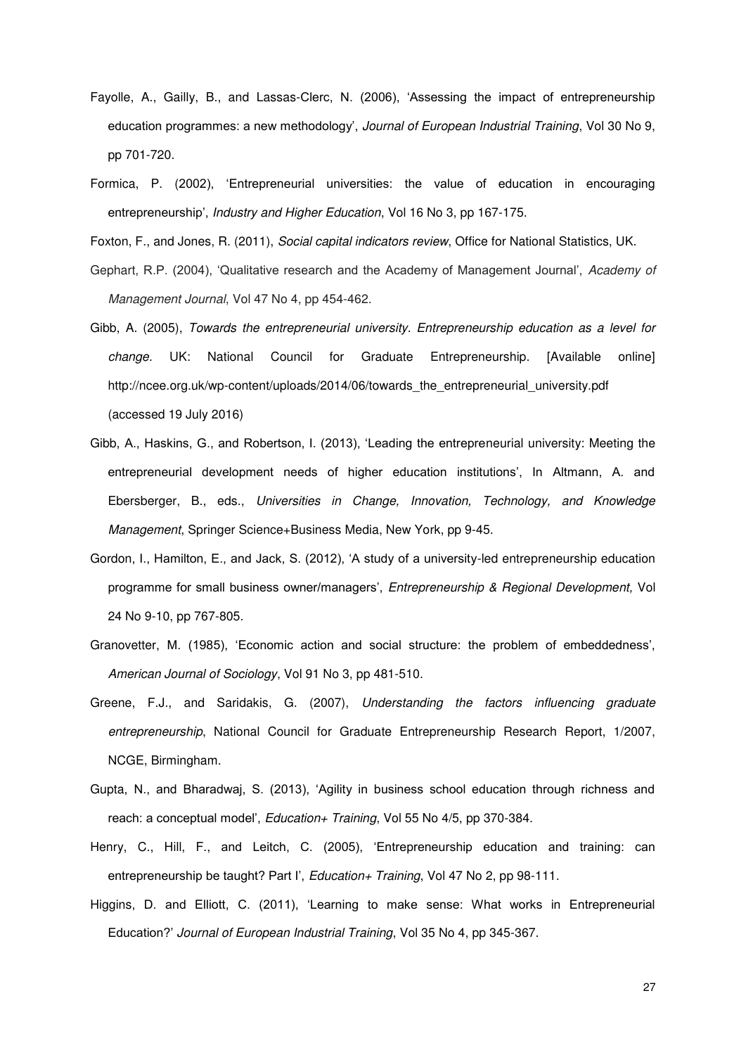Fayolle, A., Gailly, B., and Lassas-Clerc, N. (2006), 'Assessing the impact of entrepreneurship education programmes: a new methodology', *Journal of European Industrial Training*, Vol 30 No 9, pp 701-720.

Formica, P. (2002), 'Entrepreneurial universities: the value of education in encouraging entrepreneurship', *Industry and Higher Education*, Vol 16 No 3, pp 167-175.

Foxton, F., and Jones, R. (2011), *Social capital indicators review*, Office for National Statistics, UK.

Gephart, R.P. (2004), 'Qualitative research and the Academy of Management Journal', *Academy of Management Journal*, Vol 47 No 4, pp 454-462.

Gibb, A. (2005), *Towards the entrepreneurial university. Entrepreneurship education as a level for change.* UK: National Council for Graduate Entrepreneurship. [Available online] http://ncee.org.uk/wp-content/uploads/2014/06/towards_the_entrepreneurial_university.pdf (accessed 19 July 2016)

Gibb, A., Haskins, G., and Robertson, I. (2013), 'Leading the entrepreneurial university: Meeting the entrepreneurial development needs of higher education institutions', In Altmann, A. and Ebersberger, B., eds., *Universities in Change, Innovation, Technology, and Knowledge Management*, Springer Science+Business Media, New York, pp 9-45.

Gordon, I., Hamilton, E., and Jack, S. (2012), 'A study of a university-led entrepreneurship education programme for small business owner/managers', *Entrepreneurship & Regional Development,* Vol 24 No 9-10, pp 767-805.

Granovetter, M. (1985), 'Economic action and social structure: the problem of embeddedness', *American Journal of Sociology*, Vol 91 No 3, pp 481-510.

Greene, F.J., and Saridakis, G. (2007), *Understanding the factors influencing graduate entrepreneurship*, National Council for Graduate Entrepreneurship Research Report, 1/2007, NCGE, Birmingham.

Gupta, N., and Bharadwaj, S. (2013), 'Agility in business school education through richness and reach: a conceptual model', *Education+ Training*, Vol 55 No 4/5, pp 370-384.

Henry, C., Hill, F., and Leitch, C. (2005), 'Entrepreneurship education and training: can entrepreneurship be taught? Part I', *Education+ Training*, Vol 47 No 2, pp 98-111.

Higgins, D. and Elliott, C. (2011), 'Learning to make sense: What works in Entrepreneurial Education?' *Journal of European Industrial Training*, Vol 35 No 4, pp 345-367.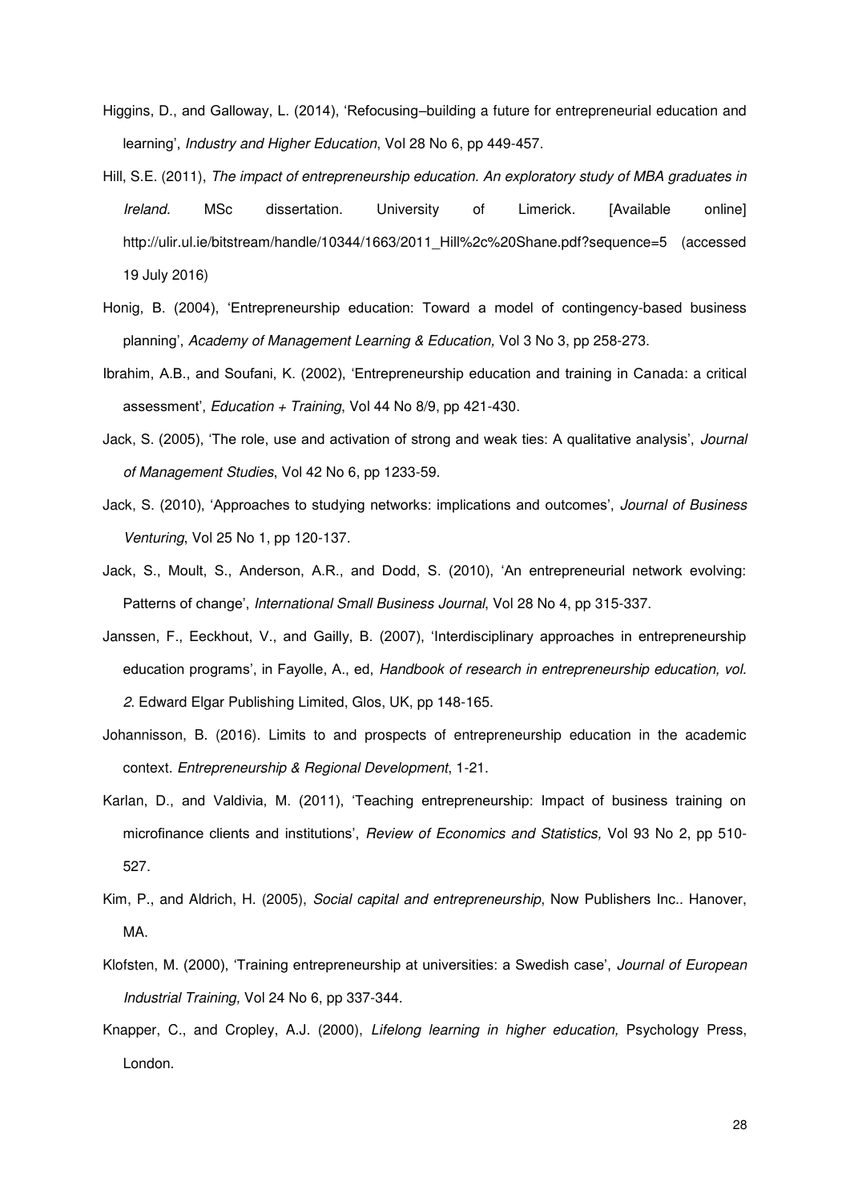Higgins, D., and Galloway, L. (2014), 'Refocusing–building a future for entrepreneurial education and learning', *Industry and Higher Education*, Vol 28 No 6, pp 449-457.

Hill, S.E. (2011), *The impact of entrepreneurship education. An exploratory study of MBA graduates in Ireland.* MSc dissertation. University of Limerick. [Available online] http://ulir.ul.ie/bitstream/handle/10344/1663/2011_Hill%2c%20Shane.pdf?sequence=5 (accessed 19 July 2016)

Honig, B. (2004), 'Entrepreneurship education: Toward a model of contingency-based business planning', *Academy of Management Learning & Education,* Vol 3 No 3, pp 258-273.

Ibrahim, A.B., and Soufani, K. (2002), 'Entrepreneurship education and training in Canada: a critical assessment', *Education + Training*, Vol 44 No 8/9, pp 421-430.

Jack, S. (2005), 'The role, use and activation of strong and weak ties: A qualitative analysis', *Journal of Management Studies*, Vol 42 No 6, pp 1233-59.

Jack, S. (2010), 'Approaches to studying networks: implications and outcomes', *Journal of Business Venturing*, Vol 25 No 1, pp 120-137.

Jack, S., Moult, S., Anderson, A.R., and Dodd, S. (2010), 'An entrepreneurial network evolving: Patterns of change', *International Small Business Journal*, Vol 28 No 4, pp 315-337.

Janssen, F., Eeckhout, V., and Gailly, B. (2007), 'Interdisciplinary approaches in entrepreneurship education programs', in Fayolle, A., ed, *Handbook of research in entrepreneurship education, vol. 2*. Edward Elgar Publishing Limited, Glos, UK, pp 148-165.

Johannisson, B. (2016). Limits to and prospects of entrepreneurship education in the academic context. *Entrepreneurship & Regional Development*, 1-21.

Karlan, D., and Valdivia, M. (2011), 'Teaching entrepreneurship: Impact of business training on microfinance clients and institutions', *Review of Economics and Statistics,* Vol 93 No 2, pp 510-527.

Kim, P., and Aldrich, H. (2005), *Social capital and entrepreneurship*, Now Publishers Inc.. Hanover, MA.

Klofsten, M. (2000), 'Training entrepreneurship at universities: a Swedish case', *Journal of European Industrial Training,* Vol 24 No 6, pp 337-344.

Knapper, C., and Cropley, A.J. (2000), *Lifelong learning in higher education,* Psychology Press, London.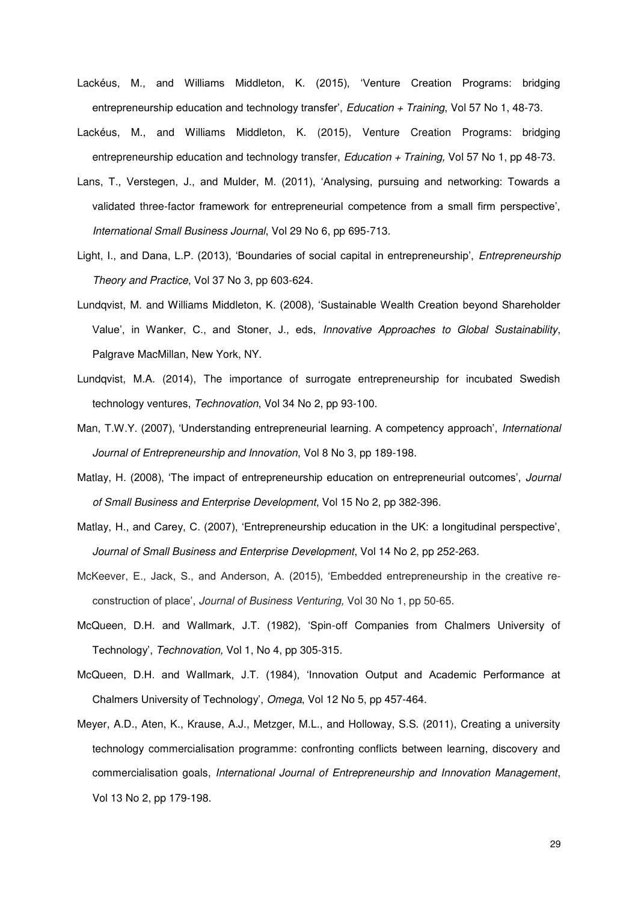Lackéus, M., and Williams Middleton, K. (2015), 'Venture Creation Programs: bridging entrepreneurship education and technology transfer', *Education + Training*, Vol 57 No 1, 48-73.

Lackéus, M., and Williams Middleton, K. (2015), Venture Creation Programs: bridging entrepreneurship education and technology transfer, *Education + Training,* Vol 57 No 1, pp 48-73.

Lans, T., Verstegen, J., and Mulder, M. (2011), 'Analysing, pursuing and networking: Towards a validated three-factor framework for entrepreneurial competence from a small firm perspective', *International Small Business Journal*, Vol 29 No 6, pp 695-713.

Light, I., and Dana, L.P. (2013), 'Boundaries of social capital in entrepreneurship', *Entrepreneurship Theory and Practice*, Vol 37 No 3, pp 603-624.

Lundqvist, M. and Williams Middleton, K. (2008), 'Sustainable Wealth Creation beyond Shareholder Value', in Wanker, C., and Stoner, J., eds, *Innovative Approaches to Global Sustainability*, Palgrave MacMillan, New York, NY.

Lundqvist, M.A. (2014), The importance of surrogate entrepreneurship for incubated Swedish technology ventures, *Technovation*, Vol 34 No 2, pp 93-100.

Man, T.W.Y. (2007), 'Understanding entrepreneurial learning. A competency approach', *International Journal of Entrepreneurship and Innovation*, Vol 8 No 3, pp 189-198.

Matlay, H. (2008), 'The impact of entrepreneurship education on entrepreneurial outcomes', *Journal of Small Business and Enterprise Development*, Vol 15 No 2, pp 382-396.

Matlay, H., and Carey, C. (2007), 'Entrepreneurship education in the UK: a longitudinal perspective', *Journal of Small Business and Enterprise Development*, Vol 14 No 2, pp 252-263.

McKeever, E., Jack, S., and Anderson, A. (2015), 'Embedded entrepreneurship in the creative re-construction of place', *Journal of Business Venturing,* Vol 30 No 1, pp 50-65.

McQueen, D.H. and Wallmark, J.T. (1982), 'Spin-off Companies from Chalmers University of Technology', *Technovation,* Vol 1, No 4, pp 305-315.

McQueen, D.H. and Wallmark, J.T. (1984), 'Innovation Output and Academic Performance at Chalmers University of Technology', *Omega*, Vol 12 No 5, pp 457-464.

Meyer, A.D., Aten, K., Krause, A.J., Metzger, M.L., and Holloway, S.S. (2011), Creating a university technology commercialisation programme: confronting conflicts between learning, discovery and commercialisation goals, *International Journal of Entrepreneurship and Innovation Management*, Vol 13 No 2, pp 179-198.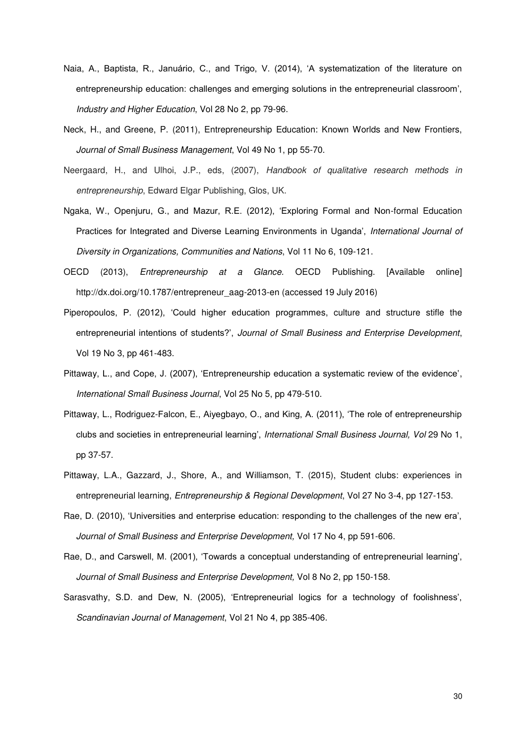Naia, A., Baptista, R., Januário, C., and Trigo, V. (2014), 'A systematization of the literature on entrepreneurship education: challenges and emerging solutions in the entrepreneurial classroom', *Industry and Higher Education*, Vol 28 No 2, pp 79-96.

Neck, H., and Greene, P. (2011), Entrepreneurship Education: Known Worlds and New Frontiers, *Journal of Small Business Management*, Vol 49 No 1, pp 55-70.

Neergaard, H., and Ulhoi, J.P., eds, (2007), *Handbook of qualitative research methods in entrepreneurship*, Edward Elgar Publishing, Glos, UK.

Ngaka, W., Openjuru, G., and Mazur, R.E. (2012), 'Exploring Formal and Non-formal Education Practices for Integrated and Diverse Learning Environments in Uganda', *International Journal of Diversity in Organizations, Communities and Nations*, Vol 11 No 6, 109-121.

OECD (2013), *Entrepreneurship at a Glance.* OECD Publishing. [Available online] http://dx.doi.org/10.1787/entrepreneur_aag-2013-en (accessed 19 July 2016)

Piperopoulos, P. (2012), 'Could higher education programmes, culture and structure stifle the entrepreneurial intentions of students?', *Journal of Small Business and Enterprise Development*, Vol 19 No 3, pp 461-483.

Pittaway, L., and Cope, J. (2007), 'Entrepreneurship education a systematic review of the evidence', *International Small Business Journal*, Vol 25 No 5, pp 479-510.

Pittaway, L., Rodriguez-Falcon, E., Aiyegbayo, O., and King, A. (2011), 'The role of entrepreneurship clubs and societies in entrepreneurial learning', *International Small Business Journal, Vol* 29 No 1, pp 37-57.

Pittaway, L.A., Gazzard, J., Shore, A., and Williamson, T. (2015), Student clubs: experiences in entrepreneurial learning, *Entrepreneurship & Regional Development*, Vol 27 No 3-4, pp 127-153.

Rae, D. (2010), 'Universities and enterprise education: responding to the challenges of the new era', *Journal of Small Business and Enterprise Development,* Vol 17 No 4, pp 591-606.

Rae, D., and Carswell, M. (2001), 'Towards a conceptual understanding of entrepreneurial learning', *Journal of Small Business and Enterprise Development,* Vol 8 No 2, pp 150-158.

Sarasvathy, S.D. and Dew, N. (2005), 'Entrepreneurial logics for a technology of foolishness', *Scandinavian Journal of Management*, Vol 21 No 4, pp 385-406.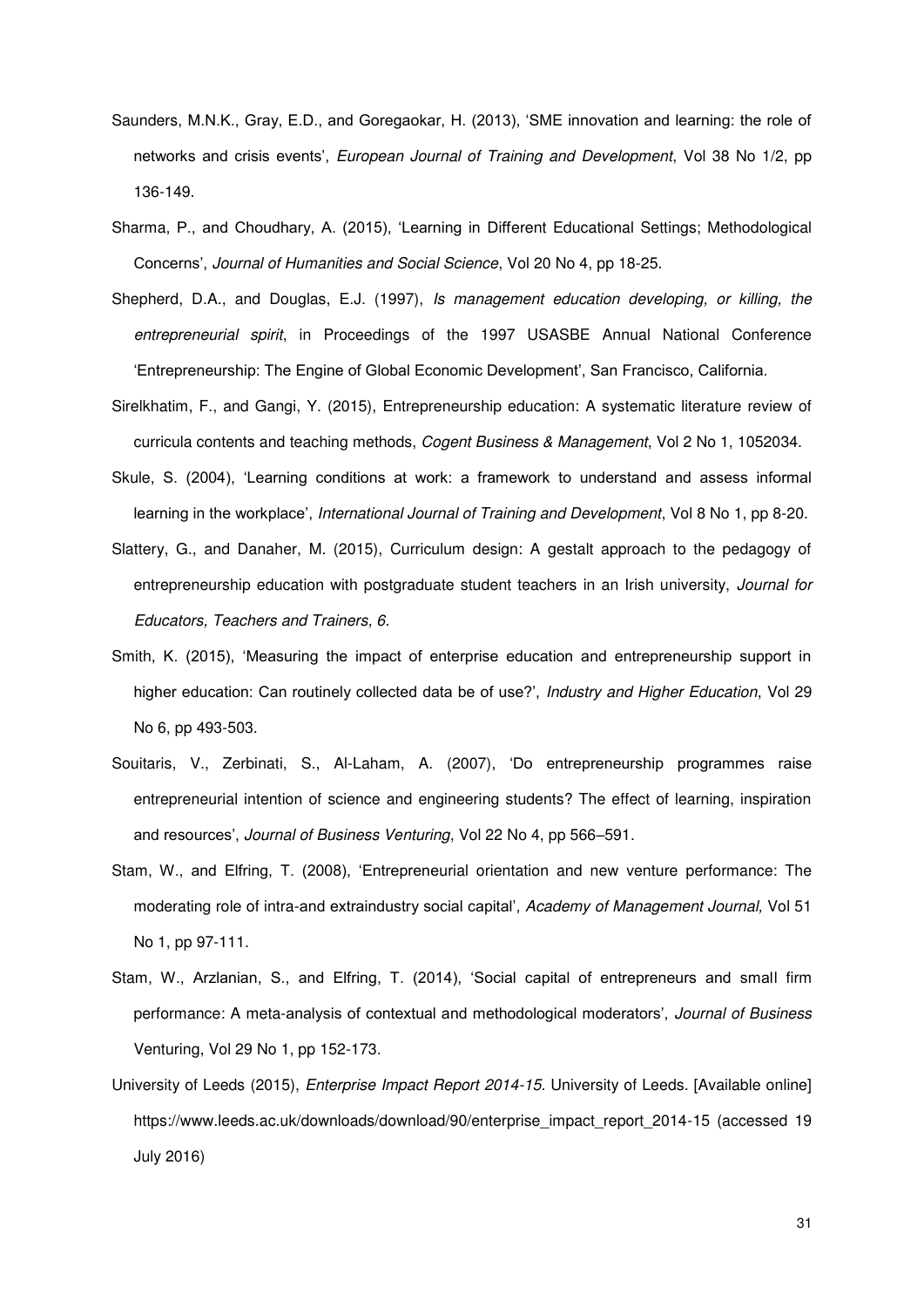Saunders, M.N.K., Gray, E.D., and Goregaokar, H. (2013), 'SME innovation and learning: the role of networks and crisis events', *European Journal of Training and Development*, Vol 38 No 1/2, pp 136-149.

Sharma, P., and Choudhary, A. (2015), 'Learning in Different Educational Settings; Methodological Concerns', *Journal of Humanities and Social Science*, Vol 20 No 4, pp 18-25.

Shepherd, D.A., and Douglas, E.J. (1997), *Is management education developing, or killing, the entrepreneurial spirit*, in Proceedings of the 1997 USASBE Annual National Conference 'Entrepreneurship: The Engine of Global Economic Development', San Francisco, California.

Sirelkhatim, F., and Gangi, Y. (2015), Entrepreneurship education: A systematic literature review of curricula contents and teaching methods, *Cogent Business & Management*, Vol 2 No 1, 1052034.

Skule, S. (2004), 'Learning conditions at work: a framework to understand and assess informal learning in the workplace', *International Journal of Training and Development*, Vol 8 No 1, pp 8-20.

Slattery, G., and Danaher, M. (2015), Curriculum design: A gestalt approach to the pedagogy of entrepreneurship education with postgraduate student teachers in an Irish university, *Journal for Educators, Teachers and Trainers, 6*.

Smith, K. (2015), 'Measuring the impact of enterprise education and entrepreneurship support in higher education: Can routinely collected data be of use?', *Industry and Higher Education*, Vol 29 No 6, pp 493-503.

Souitaris, V., Zerbinati, S., Al-Laham, A. (2007), 'Do entrepreneurship programmes raise entrepreneurial intention of science and engineering students? The effect of learning, inspiration and resources', *Journal of Business Venturing*, Vol 22 No 4, pp 566–591.

Stam, W., and Elfring, T. (2008), 'Entrepreneurial orientation and new venture performance: The moderating role of intra-and extraindustry social capital', *Academy of Management Journal,* Vol 51 No 1, pp 97-111.

Stam, W., Arzlanian, S., and Elfring, T. (2014), 'Social capital of entrepreneurs and small firm performance: A meta-analysis of contextual and methodological moderators', *Journal of Business* Venturing, Vol 29 No 1, pp 152-173.

University of Leeds (2015), *Enterprise Impact Report 2014-15*. University of Leeds. [Available online] https://www.leeds.ac.uk/downloads/download/90/enterprise_impact_report_2014-15 (accessed 19 July 2016)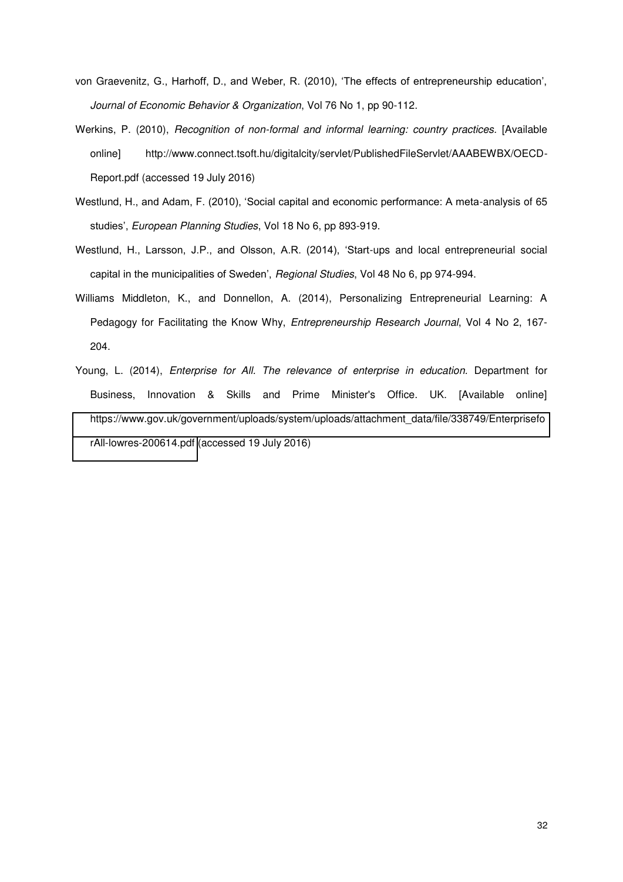von Graevenitz, G., Harhoff, D., and Weber, R. (2010), 'The effects of entrepreneurship education', *Journal of Economic Behavior & Organization*, Vol 76 No 1, pp 90-112.

Werkins, P. (2010), *Recognition of non-formal and informal learning: country practices.* [Available online] http://www.connect.tsoft.hu/digitalcity/servlet/PublishedFileServlet/AAABEWBX/OECD-Report.pdf (accessed 19 July 2016)

Westlund, H., and Adam, F. (2010), 'Social capital and economic performance: A meta-analysis of 65 studies', *European Planning Studies*, Vol 18 No 6, pp 893-919.

Westlund, H., Larsson, J.P., and Olsson, A.R. (2014), 'Start-ups and local entrepreneurial social capital in the municipalities of Sweden', *Regional Studies*, Vol 48 No 6, pp 974-994.

Williams Middleton, K., and Donnellon, A. (2014), Personalizing Entrepreneurial Learning: A Pedagogy for Facilitating the Know Why, *Entrepreneurship Research Journal*, Vol 4 No 2, 167-204.

Young, L. (2014), *Enterprise for All. The relevance of enterprise in education.* Department for Business, Innovation & Skills and Prime Minister's Office. UK. [Available online] https://www.gov.uk/government/uploads/system/uploads/attachment_data/file/338749/EnterpriseforAll-lowres-200614.pdf (accessed 19 July 2016)